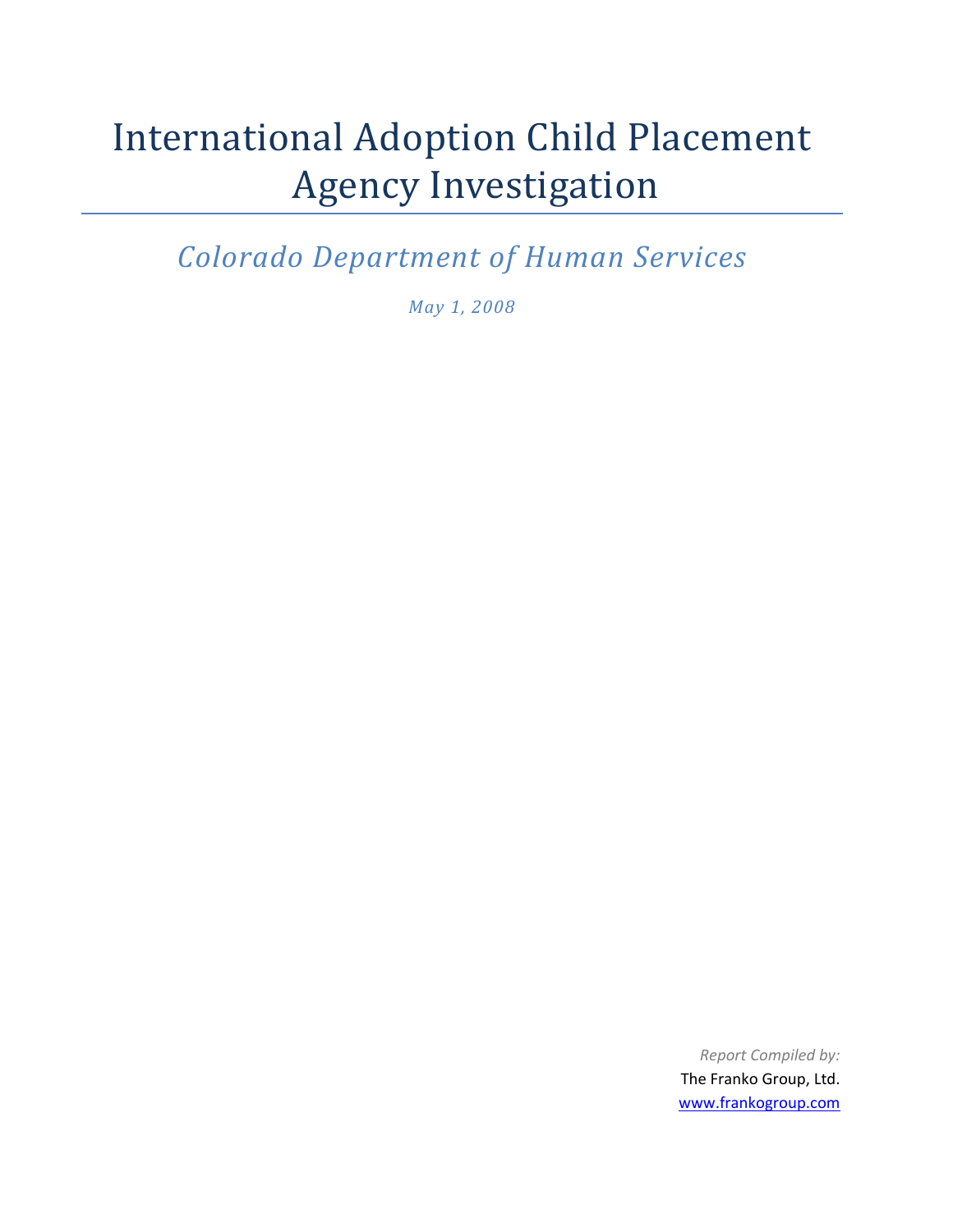# International Adoption Child Placement Agency Investigation

## *Colorado Department of Human Services*

*May 1, 2008*

*Report Compiled by:*

The Franko Group, Ltd.

[www.frankogroup.com](http://www.frankogroup.com)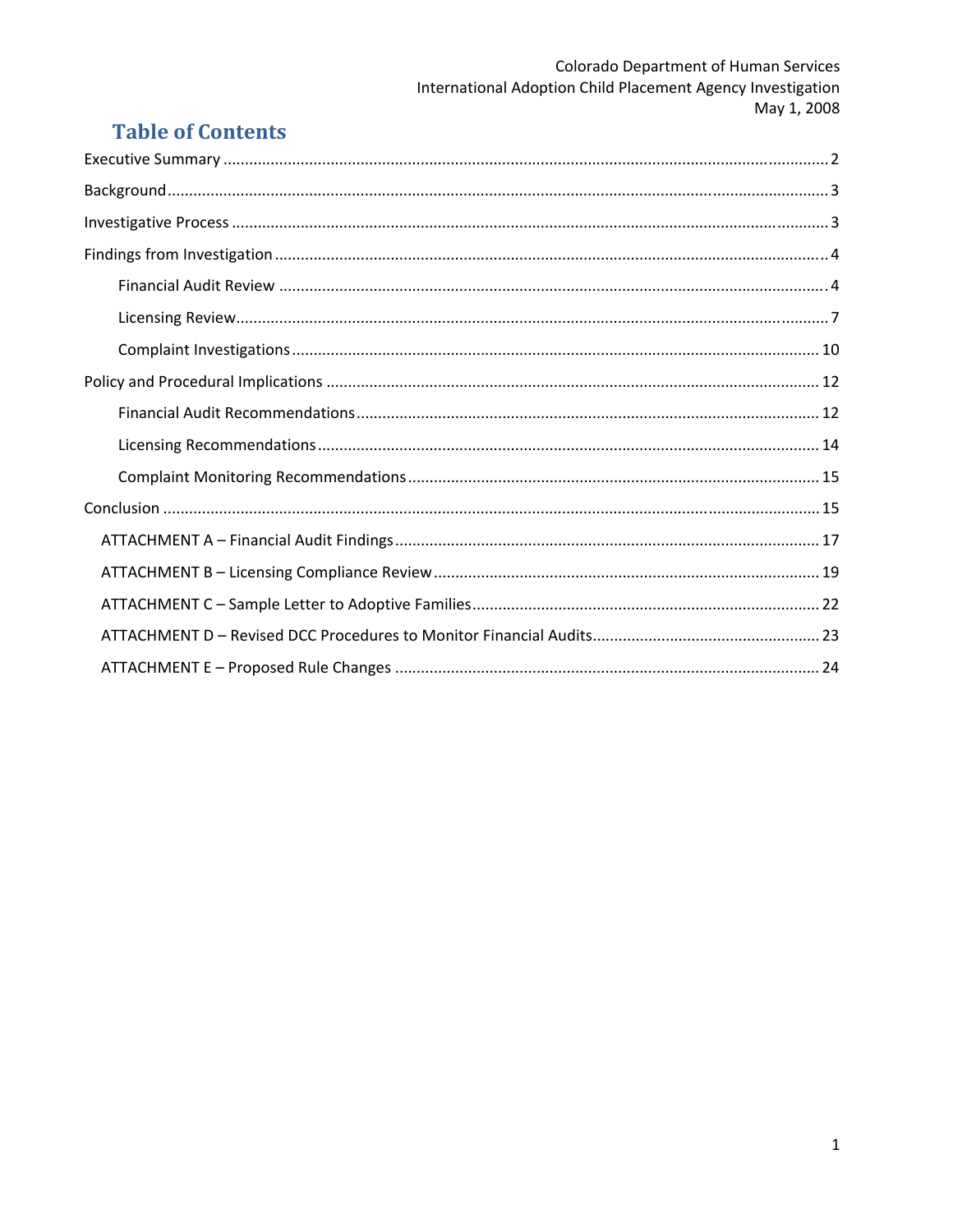# Table of Contents

Executive Summary ........................................................ 2

Background ........................................................ 3

Investigative Process ........................................................ 3

Findings from Investigation ........................................................ 4

- Financial Audit Review ........................................................ 4
- Licensing Review ........................................................ 7
- Complaint Investigations ........................................................ 10

Policy and Procedural Implications ........................................................ 12

- Financial Audit Recommendations ........................................................ 12
- Licensing Recommendations ........................................................ 14
- Complaint Monitoring Recommendations ........................................................ 15

Conclusion ........................................................ 15

- ATTACHMENT A – Financial Audit Findings ........................................................ 17
- ATTACHMENT B – Licensing Compliance Review ........................................................ 19
- ATTACHMENT C – Sample Letter to Adoptive Families ........................................................ 22
- ATTACHMENT D – Revised DCC Procedures to Monitor Financial Audits ........................................................ 23
- ATTACHMENT E – Proposed Rule Changes ........................................................ 24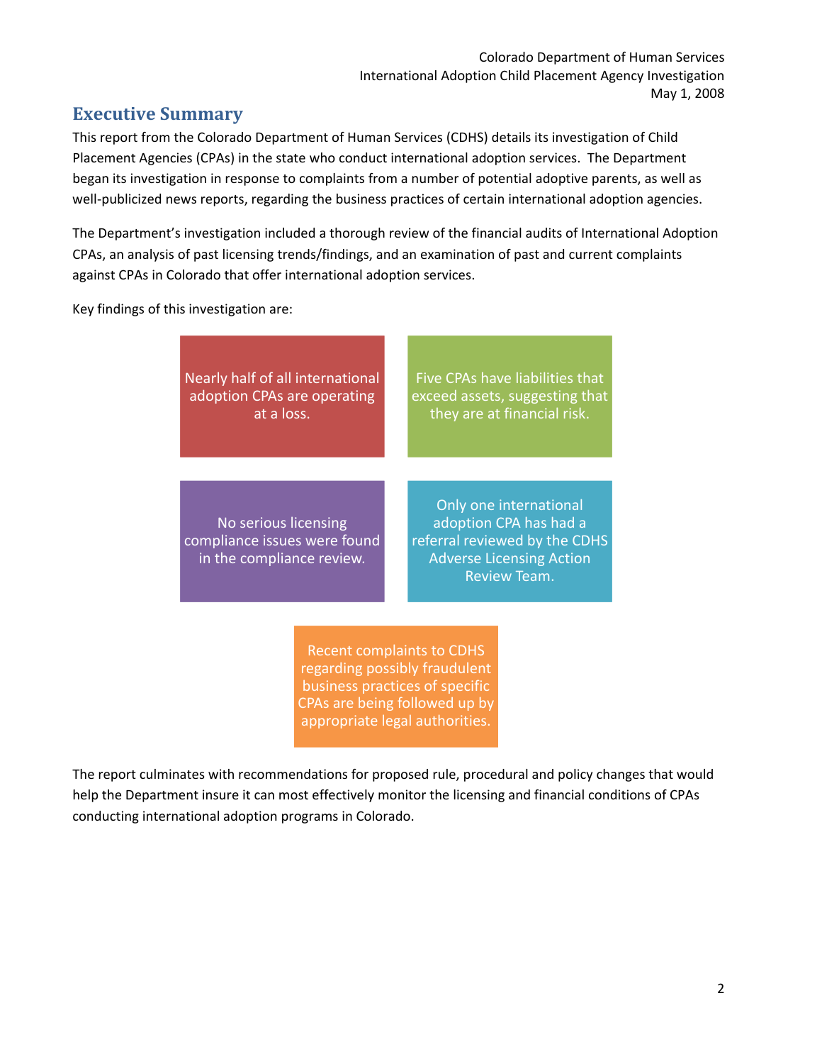## Executive Summary

This report from the Colorado Department of Human Services (CDHS) details its investigation of Child Placement Agencies (CPAs) in the state who conduct international adoption services. The Department began its investigation in response to complaints from a number of potential adoptive parents, as well as well-publicized news reports, regarding the business practices of certain international adoption agencies.

The Department's investigation included a thorough review of the financial audits of International Adoption CPAs, an analysis of past licensing trends/findings, and an examination of past and current complaints against CPAs in Colorado that offer international adoption services.

Key findings of this investigation are:

- Nearly half of all international adoption CPAs are operating at a loss.
- Five CPAs have liabilities that exceed assets, suggesting that they are at financial risk.
- No serious licensing compliance issues were found in the compliance review.
- Only one international adoption CPA has had a referral reviewed by the CDHS Adverse Licensing Action Review Team.
- Recent complaints to CDHS regarding possibly fraudulent business practices of specific CPAs are being followed up by appropriate legal authorities.

The report culminates with recommendations for proposed rule, procedural and policy changes that would help the Department insure it can most effectively monitor the licensing and financial conditions of CPAs conducting international adoption programs in Colorado.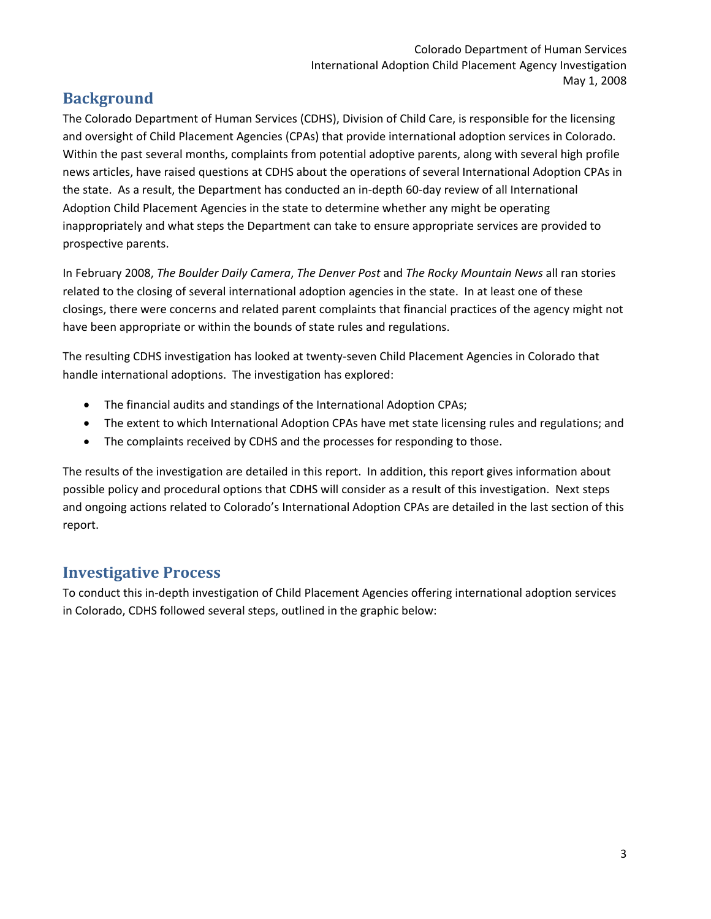## Background

The Colorado Department of Human Services (CDHS), Division of Child Care, is responsible for the licensing and oversight of Child Placement Agencies (CPAs) that provide international adoption services in Colorado. Within the past several months, complaints from potential adoptive parents, along with several high profile news articles, have raised questions at CDHS about the operations of several International Adoption CPAs in the state. As a result, the Department has conducted an in-depth 60-day review of all International Adoption Child Placement Agencies in the state to determine whether any might be operating inappropriately and what steps the Department can take to ensure appropriate services are provided to prospective parents.

In February 2008, *The Boulder Daily Camera*, *The Denver Post* and *The Rocky Mountain News* all ran stories related to the closing of several international adoption agencies in the state. In at least one of these closings, there were concerns and related parent complaints that financial practices of the agency might not have been appropriate or within the bounds of state rules and regulations.

The resulting CDHS investigation has looked at twenty-seven Child Placement Agencies in Colorado that handle international adoptions. The investigation has explored:

- The financial audits and standings of the International Adoption CPAs;
- The extent to which International Adoption CPAs have met state licensing rules and regulations; and
- The complaints received by CDHS and the processes for responding to those.

The results of the investigation are detailed in this report. In addition, this report gives information about possible policy and procedural options that CDHS will consider as a result of this investigation. Next steps and ongoing actions related to Colorado's International Adoption CPAs are detailed in the last section of this report.

## Investigative Process

To conduct this in-depth investigation of Child Placement Agencies offering international adoption services in Colorado, CDHS followed several steps, outlined in the graphic below: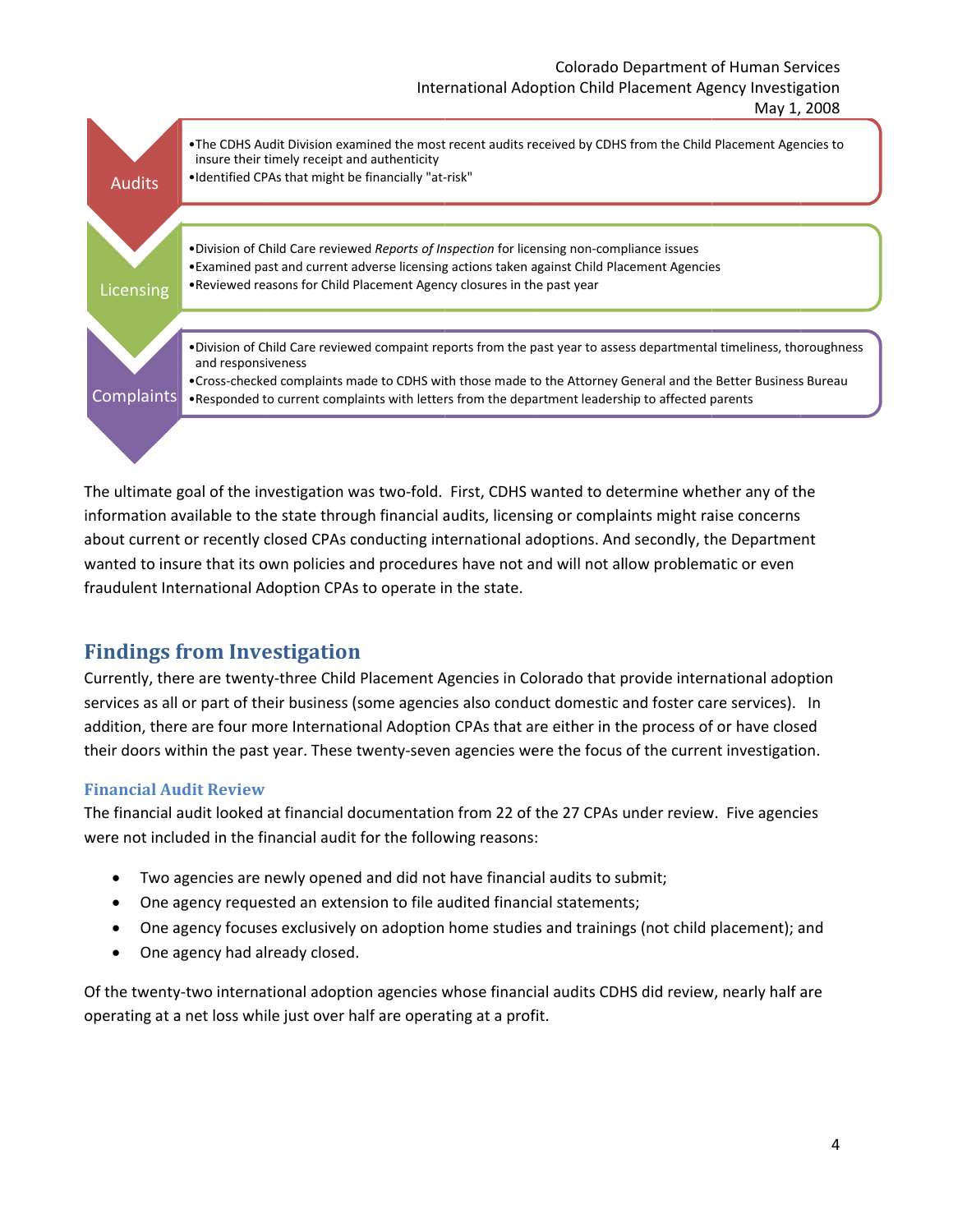**Audits**

- The CDHS Audit Division examined the most recent audits received by CDHS from the Child Placement Agencies to insure their timely receipt and authenticity
- Identified CPAs that might be financially "at-risk"

**Licensing**

- Division of Child Care reviewed *Reports of Inspection* for licensing non-compliance issues
- Examined past and current adverse licensing actions taken against Child Placement Agencies
- Reviewed reasons for Child Placement Agency closures in the past year

**Complaints**

- Division of Child Care reviewed compaint reports from the past year to assess departmental timeliness, thoroughness and responsiveness
- Cross-checked complaints made to CDHS with those made to the Attorney General and the Better Business Bureau
- Responded to current complaints with letters from the department leadership to affected parents

The ultimate goal of the investigation was two-fold. First, CDHS wanted to determine whether any of the information available to the state through financial audits, licensing or complaints might raise concerns about current or recently closed CPAs conducting international adoptions. And secondly, the Department wanted to insure that its own policies and procedures have not and will not allow problematic or even fraudulent International Adoption CPAs to operate in the state.

## Findings from Investigation

Currently, there are twenty-three Child Placement Agencies in Colorado that provide international adoption services as all or part of their business (some agencies also conduct domestic and foster care services). In addition, there are four more International Adoption CPAs that are either in the process of or have closed their doors within the past year. These twenty-seven agencies were the focus of the current investigation.

### Financial Audit Review

The financial audit looked at financial documentation from 22 of the 27 CPAs under review. Five agencies were not included in the financial audit for the following reasons:

- Two agencies are newly opened and did not have financial audits to submit;
- One agency requested an extension to file audited financial statements;
- One agency focuses exclusively on adoption home studies and trainings (not child placement); and
- One agency had already closed.

Of the twenty-two international adoption agencies whose financial audits CDHS did review, nearly half are operating at a net loss while just over half are operating at a profit.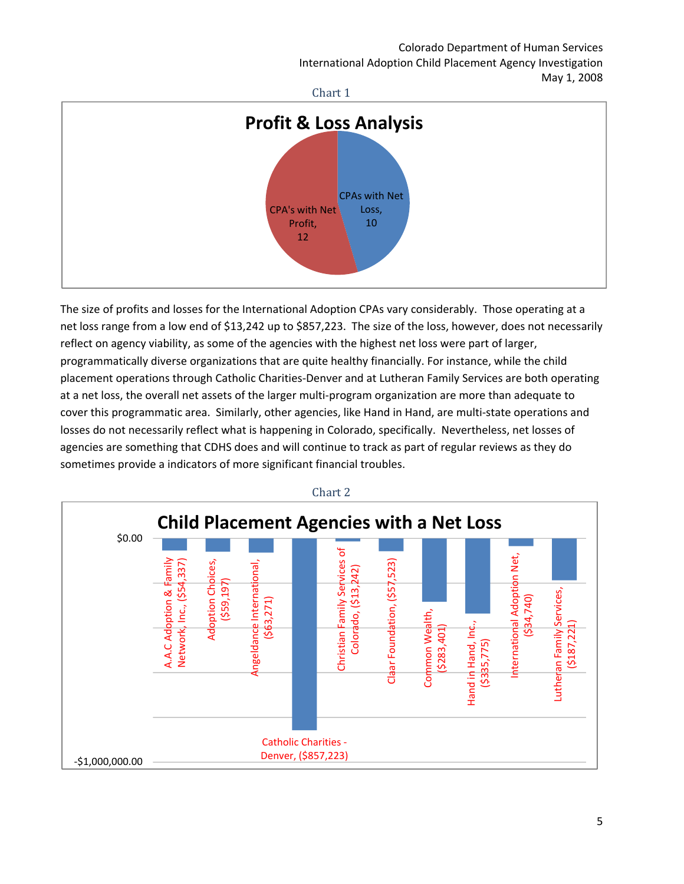Chart 1

**Profit & Loss Analysis**

CPA's with Net Profit, 12

CPAs with Net Loss, 10

The size of profits and losses for the International Adoption CPAs vary considerably. Those operating at a net loss range from a low end of $13,242 up to $857,223. The size of the loss, however, does not necessarily reflect on agency viability, as some of the agencies with the highest net loss were part of larger, programmatically diverse organizations that are quite healthy financially. For instance, while the child placement operations through Catholic Charities-Denver and at Lutheran Family Services are both operating at a net loss, the overall net assets of the larger multi-program organization are more than adequate to cover this programmatic area. Similarly, other agencies, like Hand in Hand, are multi-state operations and losses do not necessarily reflect what is happening in Colorado, specifically. Nevertheless, net losses of agencies are something that CDHS does and will continue to track as part of regular reviews as they do sometimes provide a indicators of more significant financial troubles.

Chart 2

**Child Placement Agencies with a Net Loss**

$0.00

-$1,000,000.00

A.A.C Adoption & Family Network, Inc., ($54,337)

Adoption Choices, ($59,197)

Angeldance International, ($63,271)

Catholic Charities - Denver, ($857,223)

Christian Family Services of Colorado, ($13,242)

Claar Foundation, ($57,523)

Common Wealth, ($283,401)

Hand in Hand, Inc., ($335,775)

International Adoption Net, ($34,740)

Lutheran Family Services, ($187,221)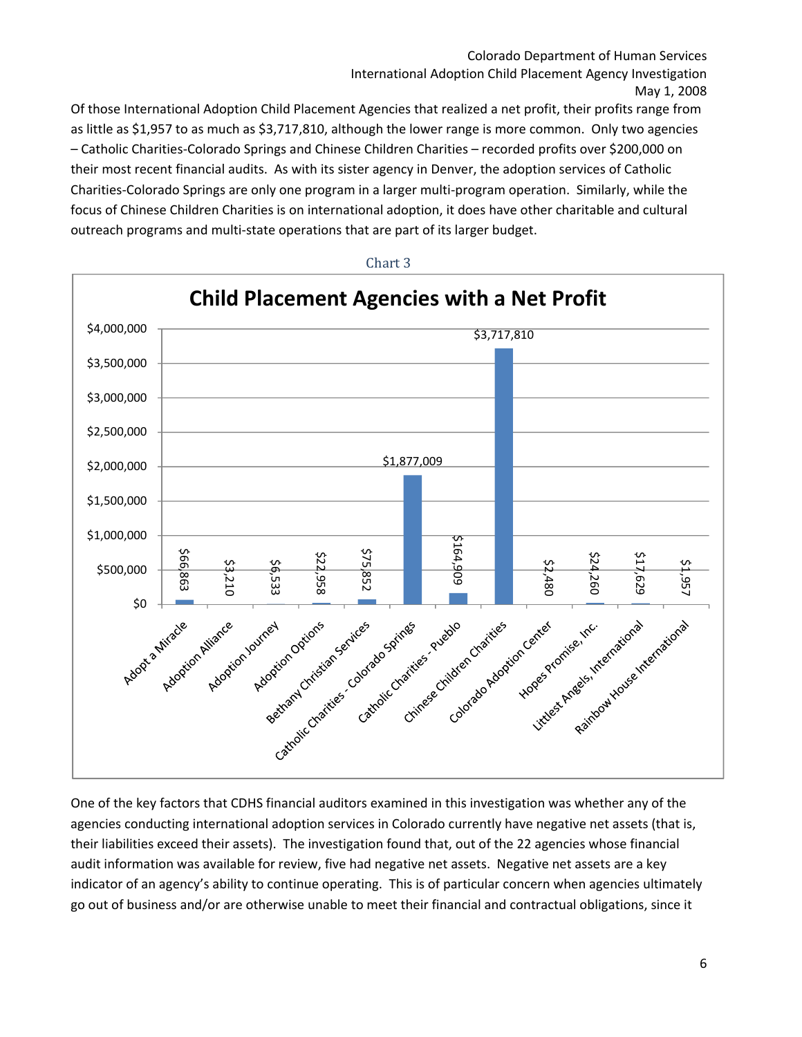Of those International Adoption Child Placement Agencies that realized a net profit, their profits range from as little as $1,957 to as much as $3,717,810, although the lower range is more common. Only two agencies – Catholic Charities-Colorado Springs and Chinese Children Charities – recorded profits over $200,000 on their most recent financial audits. As with its sister agency in Denver, the adoption services of Catholic Charities-Colorado Springs are only one program in a larger multi-program operation. Similarly, while the focus of Chinese Children Charities is on international adoption, it does have other charitable and cultural outreach programs and multi-state operations that are part of its larger budget.

Chart 3

Child Placement Agencies with a Net Profit

$4,000,000
$3,500,000
$3,000,000
$2,500,000
$2,000,000
$1,500,000
$1,000,000
$500,000
$0

Adopt a Miracle: $66,863
Adoption Alliance: $3,210
Adoption Journey: $6,533
Adoption Options: $22,958
Bethany Christian Services: $75,852
Catholic Charities - Colorado Springs: $1,877,009
Catholic Charities - Pueblo: $164,909
Chinese Children Charities: $3,717,810
Colorado Adoption Center: $2,480
Hopes Promise, Inc.: $24,260
Littlest Angels, International: $17,629
Rainbow House International: $1,957

One of the key factors that CDHS financial auditors examined in this investigation was whether any of the agencies conducting international adoption services in Colorado currently have negative net assets (that is, their liabilities exceed their assets). The investigation found that, out of the 22 agencies whose financial audit information was available for review, five had negative net assets. Negative net assets are a key indicator of an agency's ability to continue operating. This is of particular concern when agencies ultimately go out of business and/or are otherwise unable to meet their financial and contractual obligations, since it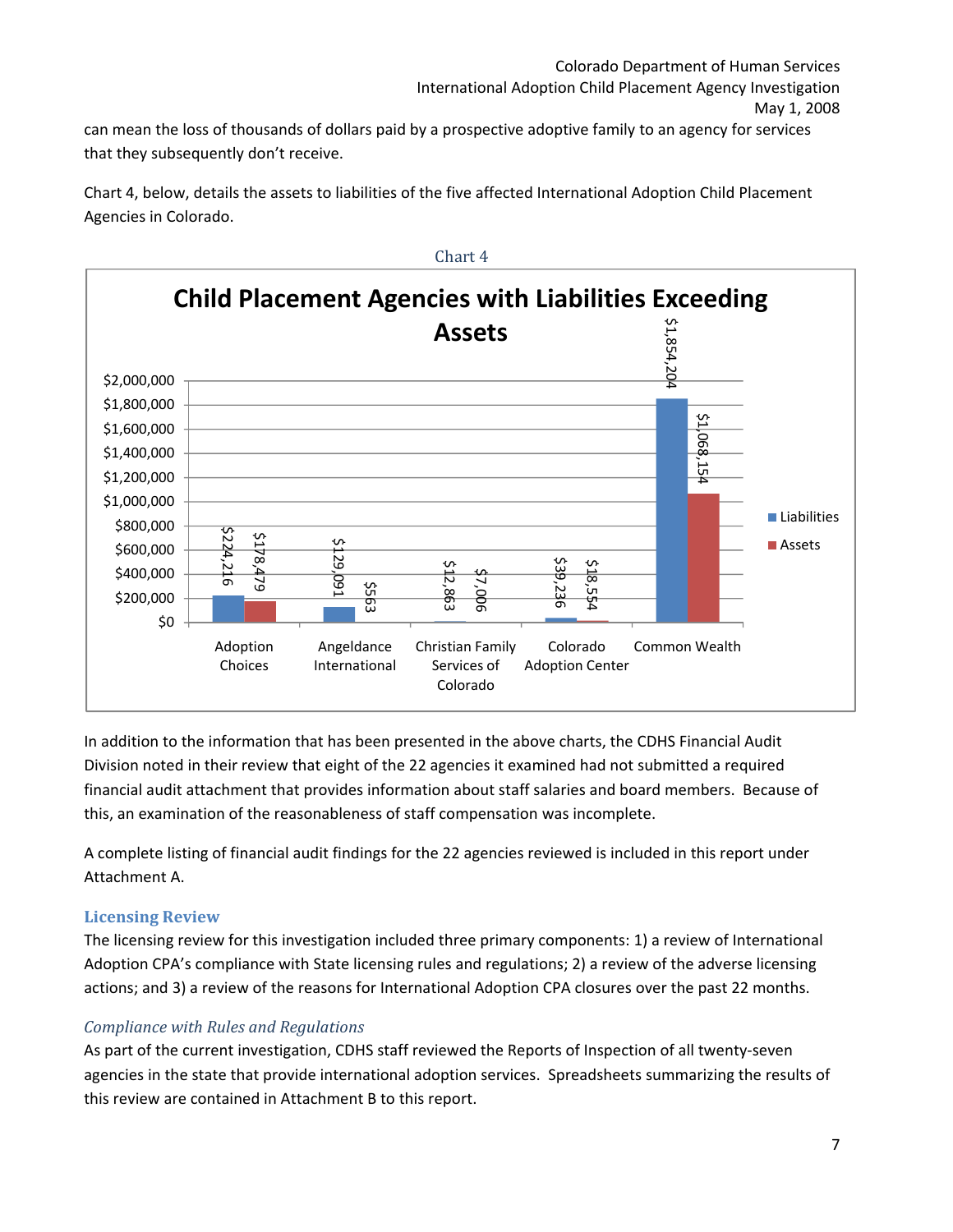can mean the loss of thousands of dollars paid by a prospective adoptive family to an agency for services that they subsequently don't receive.

Chart 4, below, details the assets to liabilities of the five affected International Adoption Child Placement Agencies in Colorado.

Chart 4

Child Placement Agencies with Liabilities Exceeding Assets

$2,000,000
$1,800,000
$1,600,000
$1,400,000
$1,200,000
$1,000,000
$800,000
$600,000
$400,000
$200,000
$0

Adoption Choices: $224,216 / $178,479
Angeldance International: $129,091 / $563
Christian Family Services of Colorado: $12,863 / $7,006
Colorado Adoption Center: $39,236 / $18,554
Common Wealth: $1,854,204 / $1,068,154

Liabilities
Assets

In addition to the information that has been presented in the above charts, the CDHS Financial Audit Division noted in their review that eight of the 22 agencies it examined had not submitted a required financial audit attachment that provides information about staff salaries and board members. Because of this, an examination of the reasonableness of staff compensation was incomplete.

A complete listing of financial audit findings for the 22 agencies reviewed is included in this report under Attachment A.

## Licensing Review

The licensing review for this investigation included three primary components: 1) a review of International Adoption CPA's compliance with State licensing rules and regulations; 2) a review of the adverse licensing actions; and 3) a review of the reasons for International Adoption CPA closures over the past 22 months.

### *Compliance with Rules and Regulations*

As part of the current investigation, CDHS staff reviewed the Reports of Inspection of all twenty-seven agencies in the state that provide international adoption services. Spreadsheets summarizing the results of this review are contained in Attachment B to this report.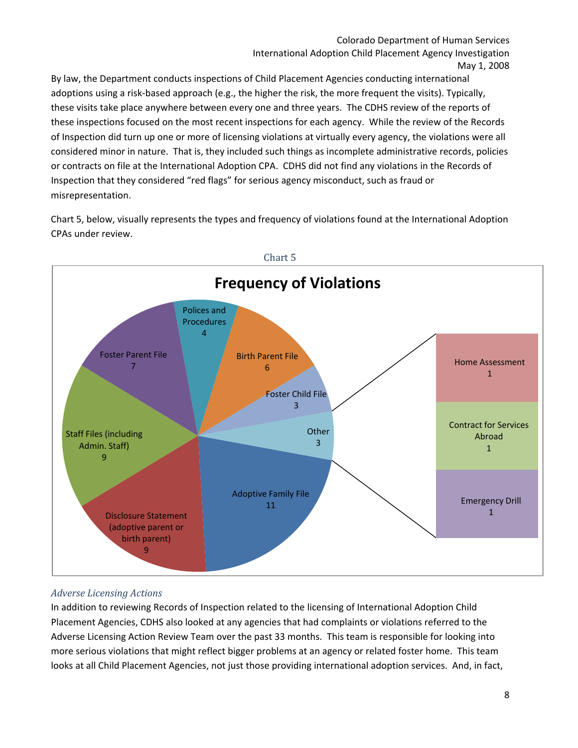By law, the Department conducts inspections of Child Placement Agencies conducting international adoptions using a risk-based approach (e.g., the higher the risk, the more frequent the visits). Typically, these visits take place anywhere between every one and three years. The CDHS review of the reports of these inspections focused on the most recent inspections for each agency. While the review of the Records of Inspection did turn up one or more of licensing violations at virtually every agency, the violations were all considered minor in nature. That is, they included such things as incomplete administrative records, policies or contracts on file at the International Adoption CPA. CDHS did not find any violations in the Records of Inspection that they considered "red flags" for serious agency misconduct, such as fraud or misrepresentation.

Chart 5, below, visually represents the types and frequency of violations found at the International Adoption CPAs under review.

Chart 5

**Frequency of Violations**

Polices and Procedures 4
Birth Parent File 6
Foster Child File 3
Other 3
Adoptive Family File 11
Disclosure Statement (adoptive parent or birth parent) 9
Staff Files (including Admin. Staff) 9
Foster Parent File 7

Home Assessment 1
Contract for Services Abroad 1
Emergency Drill 1

*Adverse Licensing Actions*

In addition to reviewing Records of Inspection related to the licensing of International Adoption Child Placement Agencies, CDHS also looked at any agencies that had complaints or violations referred to the Adverse Licensing Action Review Team over the past 33 months. This team is responsible for looking into more serious violations that might reflect bigger problems at an agency or related foster home. This team looks at all Child Placement Agencies, not just those providing international adoption services. And, in fact,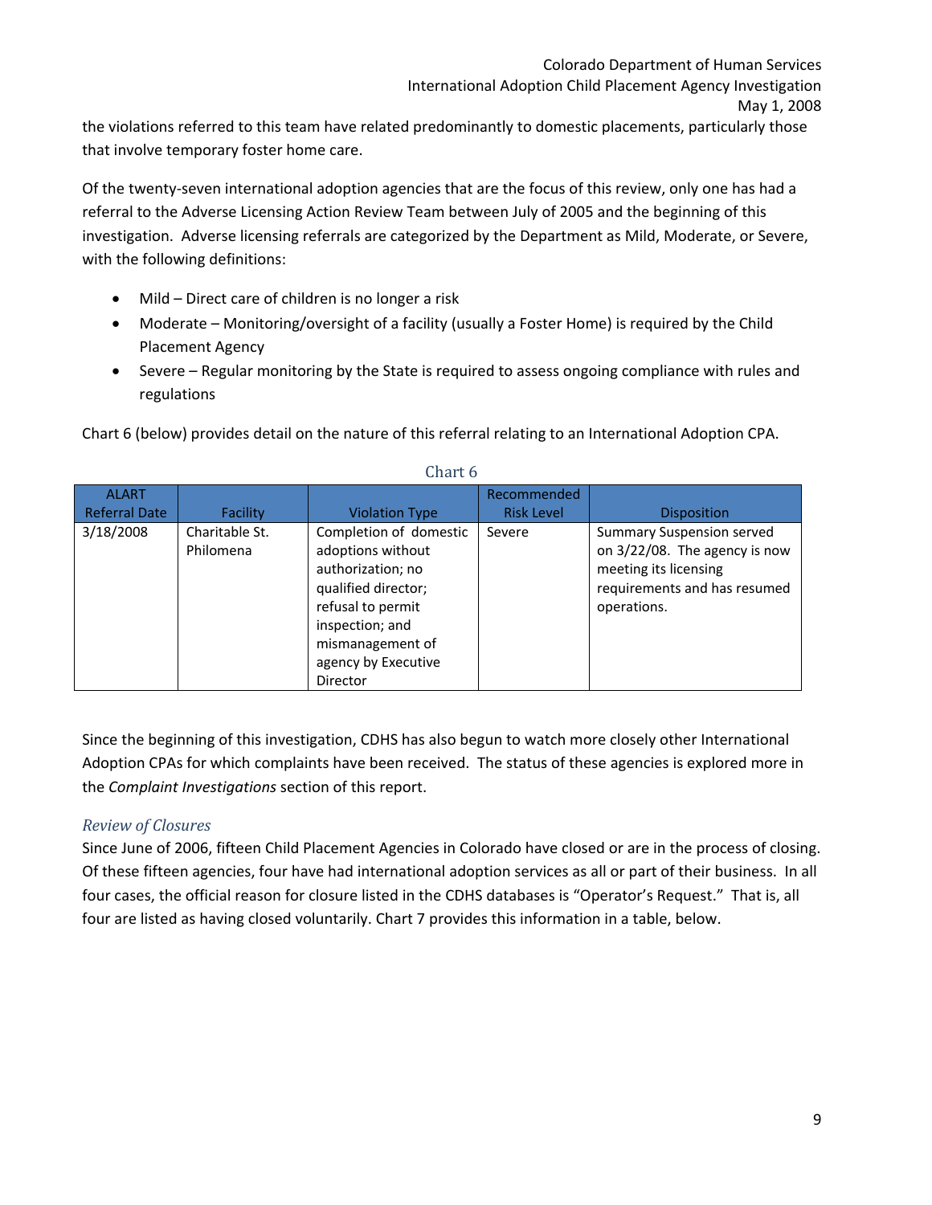the violations referred to this team have related predominantly to domestic placements, particularly those that involve temporary foster home care.

Of the twenty-seven international adoption agencies that are the focus of this review, only one has had a referral to the Adverse Licensing Action Review Team between July of 2005 and the beginning of this investigation. Adverse licensing referrals are categorized by the Department as Mild, Moderate, or Severe, with the following definitions:

- Mild – Direct care of children is no longer a risk
- Moderate – Monitoring/oversight of a facility (usually a Foster Home) is required by the Child Placement Agency
- Severe – Regular monitoring by the State is required to assess ongoing compliance with rules and regulations

Chart 6 (below) provides detail on the nature of this referral relating to an International Adoption CPA.

Chart 6

| ALART Referral Date | Facility | Violation Type | Recommended Risk Level | Disposition |
|---|---|---|---|---|
| 3/18/2008 | Charitable St. Philomena | Completion of domestic adoptions without authorization; no qualified director; refusal to permit inspection; and mismanagement of agency by Executive Director | Severe | Summary Suspension served on 3/22/08. The agency is now meeting its licensing requirements and has resumed operations. |

Since the beginning of this investigation, CDHS has also begun to watch more closely other International Adoption CPAs for which complaints have been received. The status of these agencies is explored more in the *Complaint Investigations* section of this report.

### *Review of Closures*

Since June of 2006, fifteen Child Placement Agencies in Colorado have closed or are in the process of closing. Of these fifteen agencies, four have had international adoption services as all or part of their business. In all four cases, the official reason for closure listed in the CDHS databases is "Operator's Request." That is, all four are listed as having closed voluntarily. Chart 7 provides this information in a table, below.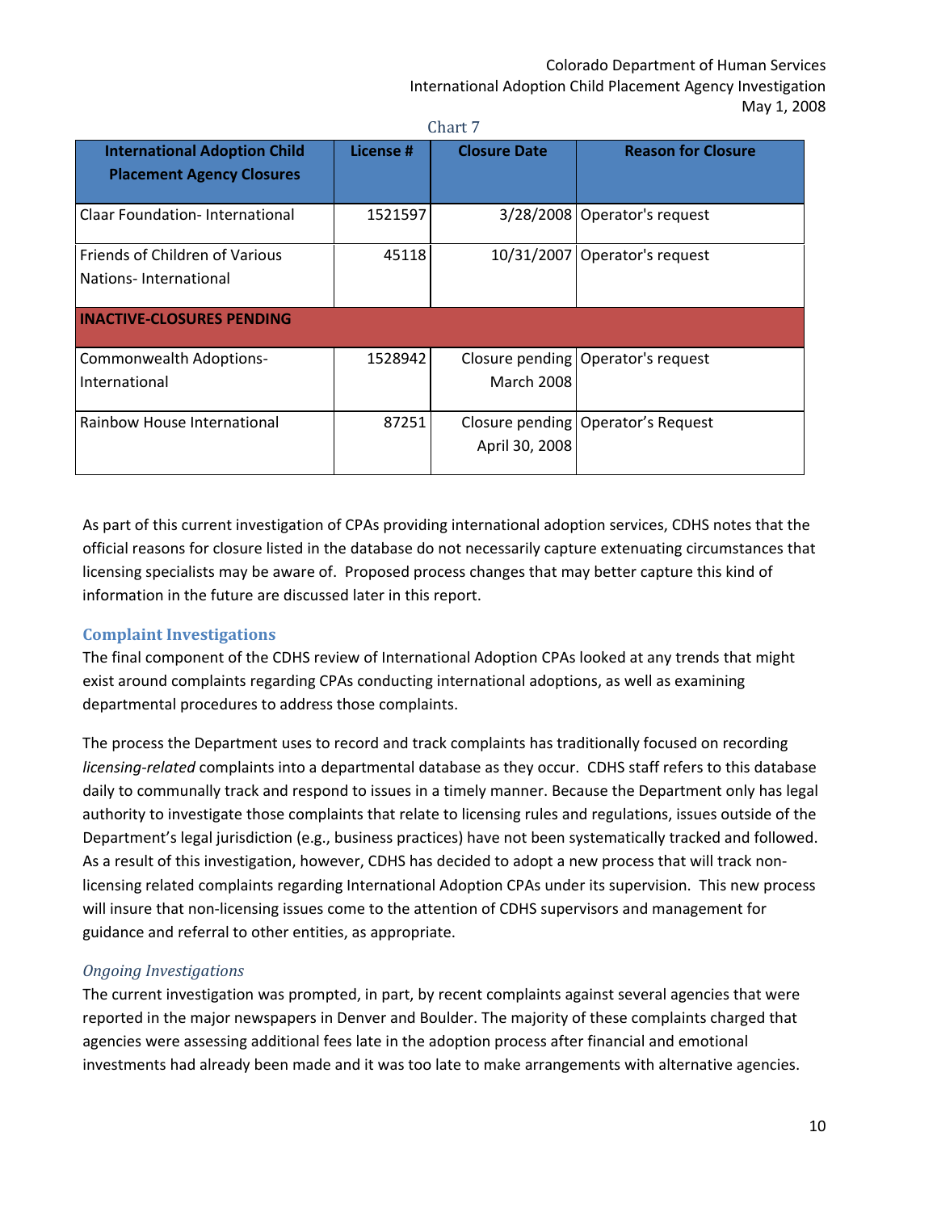Chart 7

| International Adoption Child Placement Agency Closures | License # | Closure Date | Reason for Closure |
|---|---|---|---|
| Claar Foundation- International | 1521597 | 3/28/2008 | Operator's request |
| Friends of Children of Various Nations- International | 45118 | 10/31/2007 | Operator's request |
| **INACTIVE-CLOSURES PENDING** | | | |
| Commonwealth Adoptions-International | 1528942 | Closure pending March 2008 | Operator's request |
| Rainbow House International | 87251 | Closure pending April 30, 2008 | Operator's Request |

As part of this current investigation of CPAs providing international adoption services, CDHS notes that the official reasons for closure listed in the database do not necessarily capture extenuating circumstances that licensing specialists may be aware of. Proposed process changes that may better capture this kind of information in the future are discussed later in this report.

## Complaint Investigations

The final component of the CDHS review of International Adoption CPAs looked at any trends that might exist around complaints regarding CPAs conducting international adoptions, as well as examining departmental procedures to address those complaints.

The process the Department uses to record and track complaints has traditionally focused on recording *licensing-related* complaints into a departmental database as they occur. CDHS staff refers to this database daily to communally track and respond to issues in a timely manner. Because the Department only has legal authority to investigate those complaints that relate to licensing rules and regulations, issues outside of the Department's legal jurisdiction (e.g., business practices) have not been systematically tracked and followed. As a result of this investigation, however, CDHS has decided to adopt a new process that will track non-licensing related complaints regarding International Adoption CPAs under its supervision. This new process will insure that non-licensing issues come to the attention of CDHS supervisors and management for guidance and referral to other entities, as appropriate.

### *Ongoing Investigations*

The current investigation was prompted, in part, by recent complaints against several agencies that were reported in the major newspapers in Denver and Boulder. The majority of these complaints charged that agencies were assessing additional fees late in the adoption process after financial and emotional investments had already been made and it was too late to make arrangements with alternative agencies.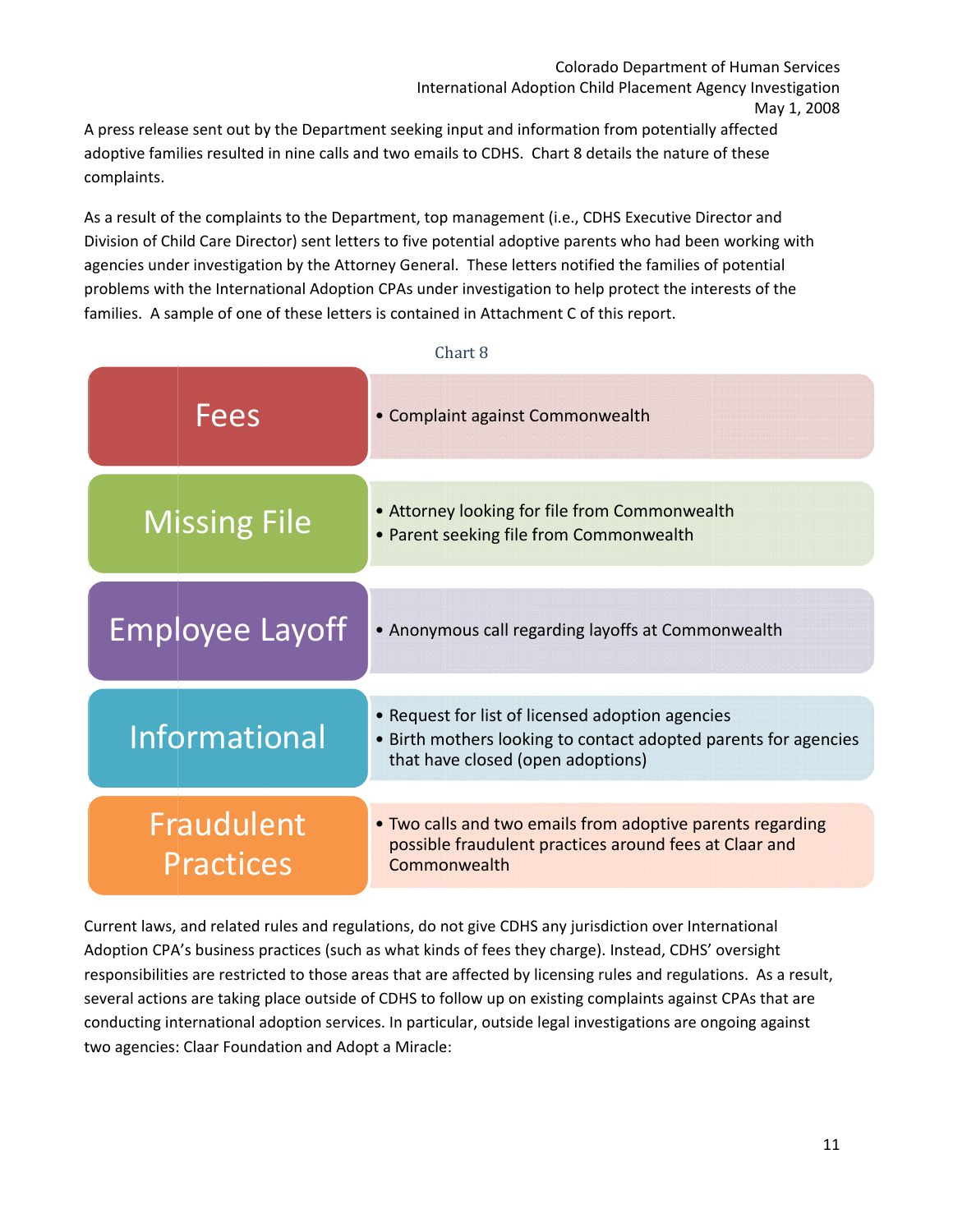A press release sent out by the Department seeking input and information from potentially affected adoptive families resulted in nine calls and two emails to CDHS. Chart 8 details the nature of these complaints.

As a result of the complaints to the Department, top management (i.e., CDHS Executive Director and Division of Child Care Director) sent letters to five potential adoptive parents who had been working with agencies under investigation by the Attorney General. These letters notified the families of potential problems with the International Adoption CPAs under investigation to help protect the interests of the families. A sample of one of these letters is contained in Attachment C of this report.

Chart 8

| | |
|---|---|
| Fees | • Complaint against Commonwealth |
| Missing File | • Attorney looking for file from Commonwealth<br>• Parent seeking file from Commonwealth |
| Employee Layoff | • Anonymous call regarding layoffs at Commonwealth |
| Informational | • Request for list of licensed adoption agencies<br>• Birth mothers looking to contact adopted parents for agencies that have closed (open adoptions) |
| Fraudulent Practices | • Two calls and two emails from adoptive parents regarding possible fraudulent practices around fees at Claar and Commonwealth |

Current laws, and related rules and regulations, do not give CDHS any jurisdiction over International Adoption CPA's business practices (such as what kinds of fees they charge). Instead, CDHS' oversight responsibilities are restricted to those areas that are affected by licensing rules and regulations. As a result, several actions are taking place outside of CDHS to follow up on existing complaints against CPAs that are conducting international adoption services. In particular, outside legal investigations are ongoing against two agencies: Claar Foundation and Adopt a Miracle: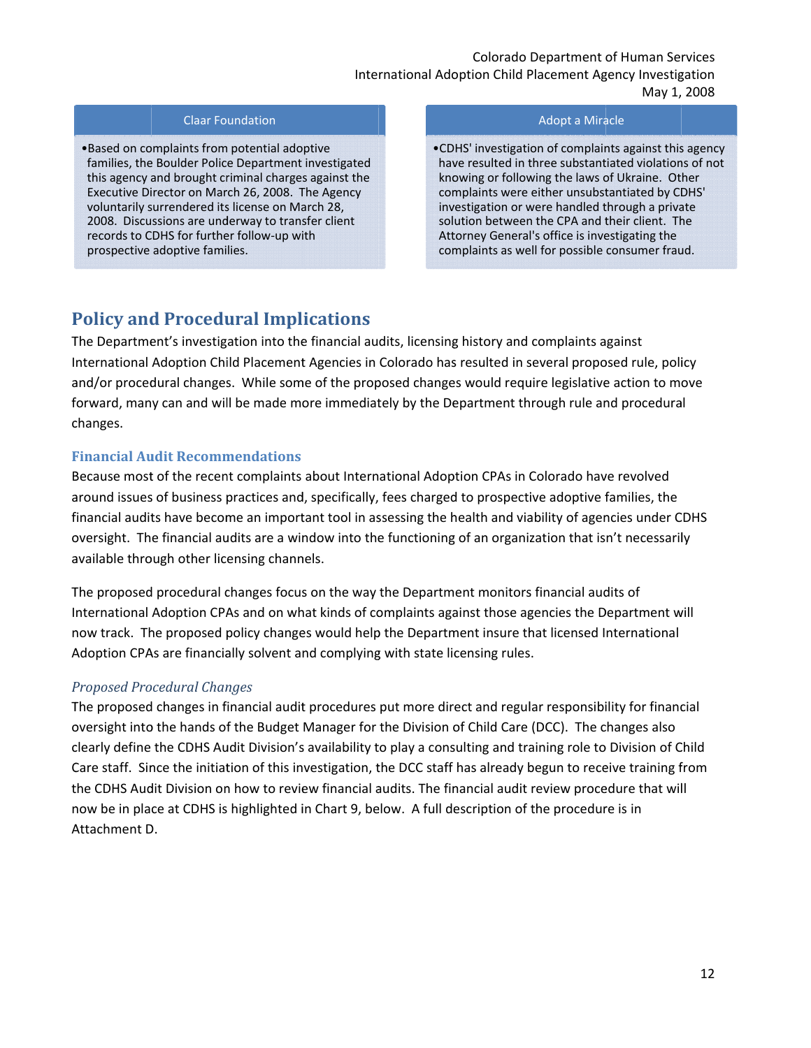| Claar Foundation | Adopt a Miracle |
| --- | --- |
| •Based on complaints from potential adoptive families, the Boulder Police Department investigated this agency and brought criminal charges against the Executive Director on March 26, 2008. The Agency voluntarily surrendered its license on March 28, 2008. Discussions are underway to transfer client records to CDHS for further follow-up with prospective adoptive families. | •CDHS' investigation of complaints against this agency have resulted in three substantiated violations of not knowing or following the laws of Ukraine. Other complaints were either unsubstantiated by CDHS' investigation or were handled through a private solution between the CPA and their client. The Attorney General's office is investigating the complaints as well for possible consumer fraud. |

## Policy and Procedural Implications

The Department's investigation into the financial audits, licensing history and complaints against International Adoption Child Placement Agencies in Colorado has resulted in several proposed rule, policy and/or procedural changes. While some of the proposed changes would require legislative action to move forward, many can and will be made more immediately by the Department through rule and procedural changes.

### Financial Audit Recommendations

Because most of the recent complaints about International Adoption CPAs in Colorado have revolved around issues of business practices and, specifically, fees charged to prospective adoptive families, the financial audits have become an important tool in assessing the health and viability of agencies under CDHS oversight. The financial audits are a window into the functioning of an organization that isn't necessarily available through other licensing channels.

The proposed procedural changes focus on the way the Department monitors financial audits of International Adoption CPAs and on what kinds of complaints against those agencies the Department will now track. The proposed policy changes would help the Department insure that licensed International Adoption CPAs are financially solvent and complying with state licensing rules.

#### *Proposed Procedural Changes*

The proposed changes in financial audit procedures put more direct and regular responsibility for financial oversight into the hands of the Budget Manager for the Division of Child Care (DCC). The changes also clearly define the CDHS Audit Division's availability to play a consulting and training role to Division of Child Care staff. Since the initiation of this investigation, the DCC staff has already begun to receive training from the CDHS Audit Division on how to review financial audits. The financial audit review procedure that will now be in place at CDHS is highlighted in Chart 9, below. A full description of the procedure is in Attachment D.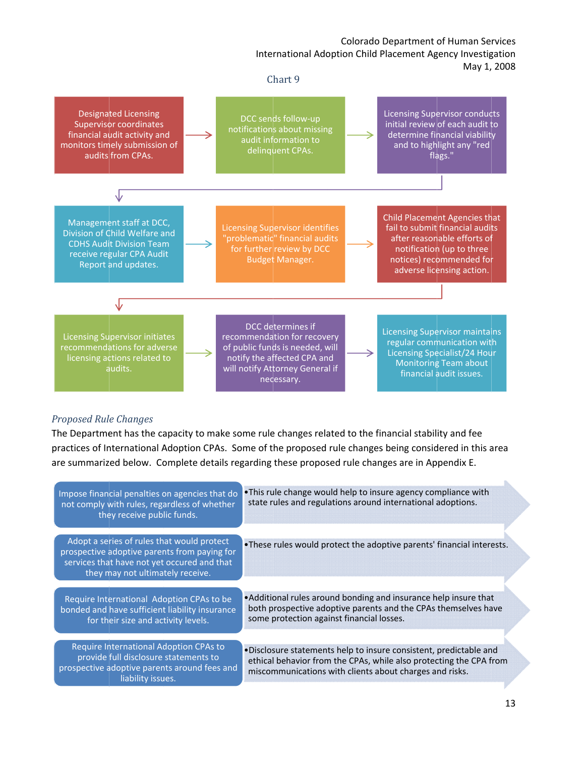Chart 9

Designated Licensing Supervisor coordinates financial audit activity and monitors timely submission of audits from CPAs.

DCC sends follow-up notifications about missing audit information to delinquent CPAs.

Licensing Supervisor conducts initial review of each audit to determine financial viability and to highlight any "red flags."

Management staff at DCC, Division of Child Welfare and CDHS Audit Division Team receive regular CPA Audit Report and updates.

Licensing Supervisor identifies "problematic" financial audits for further review by DCC Budget Manager.

Child Placement Agencies that fail to submit financial audits after reasonable efforts of notification (up to three notices) recommended for adverse licensing action.

Licensing Supervisor initiates recommendations for adverse licensing actions related to audits.

DCC determines if recommendation for recovery of public funds is needed, will notify the affected CPA and will notify Attorney General if necessary.

Licensing Supervisor maintains regular communication with Licensing Specialist/24 Hour Monitoring Team about financial audit issues.

### *Proposed Rule Changes*

The Department has the capacity to make some rule changes related to the financial stability and fee practices of International Adoption CPAs. Some of the proposed rule changes being considered in this area are summarized below. Complete details regarding these proposed rule changes are in Appendix E.

Impose financial penalties on agencies that do not comply with rules, regardless of whether they receive public funds.

- This rule change would help to insure agency compliance with state rules and regulations around international adoptions.

Adopt a series of rules that would protect prospective adoptive parents from paying for services that have not yet occured and that they may not ultimately receive.

- These rules would protect the adoptive parents' financial interests.

Require International Adoption CPAs to be bonded and have sufficient liability insurance for their size and activity levels.

- Additional rules around bonding and insurance help insure that both prospective adoptive parents and the CPAs themselves have some protection against financial losses.

Require International Adoption CPAs to provide full disclosure statements to prospective adoptive parents around fees and liability issues.

- Disclosure statements help to insure consistent, predictable and ethical behavior from the CPAs, while also protecting the CPA from miscommunications with clients about charges and risks.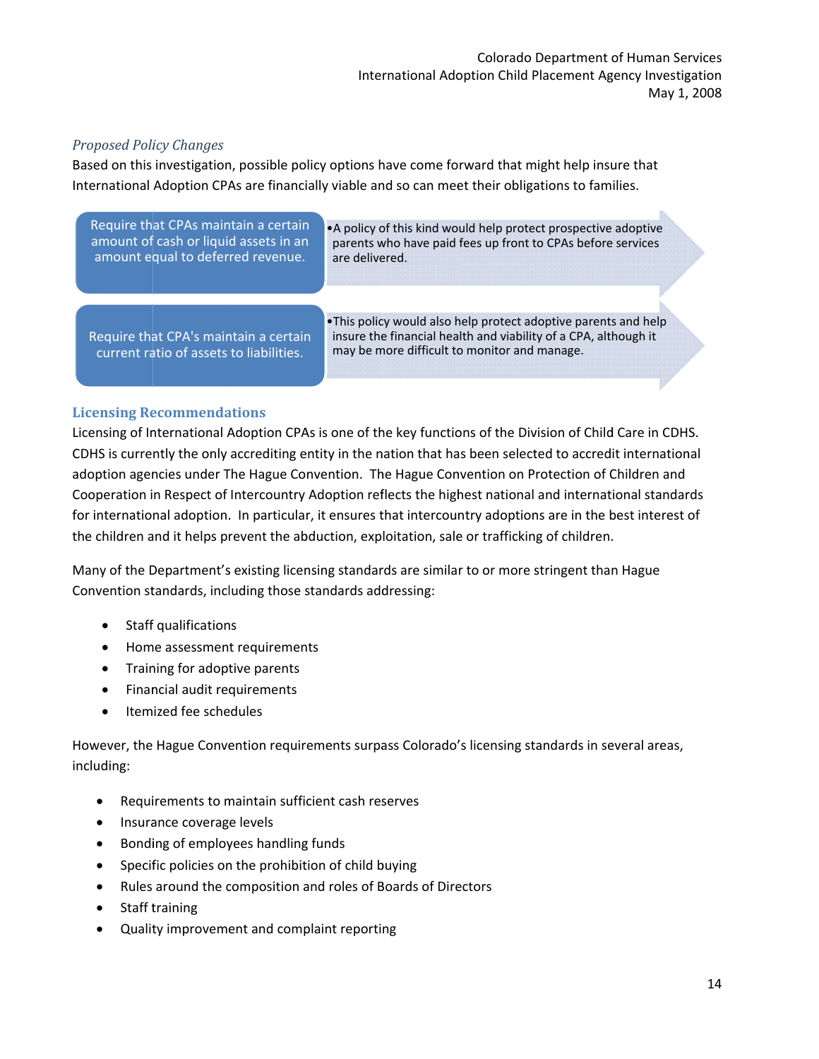*Proposed Policy Changes*

Based on this investigation, possible policy options have come forward that might help insure that International Adoption CPAs are financially viable and so can meet their obligations to families.

| | |
|---|---|
| Require that CPAs maintain a certain amount of cash or liquid assets in an amount equal to deferred revenue. | • A policy of this kind would help protect prospective adoptive parents who have paid fees up front to CPAs before services are delivered. |
| Require that CPA's maintain a certain current ratio of assets to liabilities. | • This policy would also help protect adoptive parents and help insure the financial health and viability of a CPA, although it may be more difficult to monitor and manage. |

## Licensing Recommendations

Licensing of International Adoption CPAs is one of the key functions of the Division of Child Care in CDHS. CDHS is currently the only accrediting entity in the nation that has been selected to accredit international adoption agencies under The Hague Convention. The Hague Convention on Protection of Children and Cooperation in Respect of Intercountry Adoption reflects the highest national and international standards for international adoption. In particular, it ensures that intercountry adoptions are in the best interest of the children and it helps prevent the abduction, exploitation, sale or trafficking of children.

Many of the Department's existing licensing standards are similar to or more stringent than Hague Convention standards, including those standards addressing:

- Staff qualifications
- Home assessment requirements
- Training for adoptive parents
- Financial audit requirements
- Itemized fee schedules

However, the Hague Convention requirements surpass Colorado's licensing standards in several areas, including:

- Requirements to maintain sufficient cash reserves
- Insurance coverage levels
- Bonding of employees handling funds
- Specific policies on the prohibition of child buying
- Rules around the composition and roles of Boards of Directors
- Staff training
- Quality improvement and complaint reporting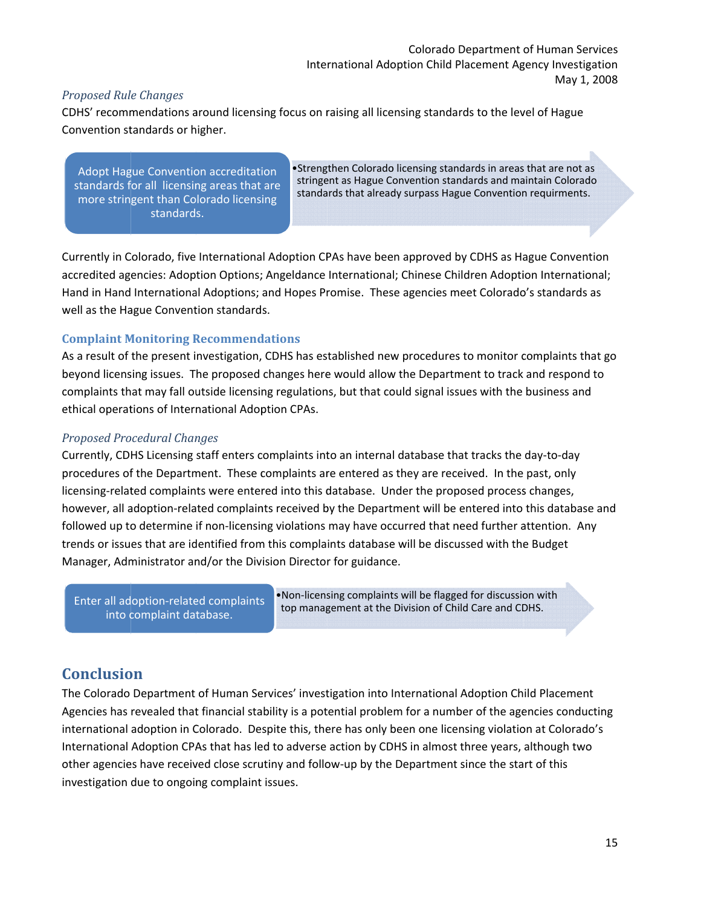*Proposed Rule Changes*

CDHS' recommendations around licensing focus on raising all licensing standards to the level of Hague Convention standards or higher.

Adopt Hague Convention accreditation standards for all licensing areas that are more stringent than Colorado licensing standards.

- Strengthen Colorado licensing standards in areas that are not as stringent as Hague Convention standards and maintain Colorado standards that already surpass Hague Convention requirments.

Currently in Colorado, five International Adoption CPAs have been approved by CDHS as Hague Convention accredited agencies: Adoption Options; Angeldance International; Chinese Children Adoption International; Hand in Hand International Adoptions; and Hopes Promise. These agencies meet Colorado's standards as well as the Hague Convention standards.

### Complaint Monitoring Recommendations

As a result of the present investigation, CDHS has established new procedures to monitor complaints that go beyond licensing issues. The proposed changes here would allow the Department to track and respond to complaints that may fall outside licensing regulations, but that could signal issues with the business and ethical operations of International Adoption CPAs.

*Proposed Procedural Changes*

Currently, CDHS Licensing staff enters complaints into an internal database that tracks the day-to-day procedures of the Department. These complaints are entered as they are received. In the past, only licensing-related complaints were entered into this database. Under the proposed process changes, however, all adoption-related complaints received by the Department will be entered into this database and followed up to determine if non-licensing violations may have occurred that need further attention. Any trends or issues that are identified from this complaints database will be discussed with the Budget Manager, Administrator and/or the Division Director for guidance.

Enter all adoption-related complaints into complaint database.

- Non-licensing complaints will be flagged for discussion with top management at the Division of Child Care and CDHS.

## Conclusion

The Colorado Department of Human Services' investigation into International Adoption Child Placement Agencies has revealed that financial stability is a potential problem for a number of the agencies conducting international adoption in Colorado. Despite this, there has only been one licensing violation at Colorado's International Adoption CPAs that has led to adverse action by CDHS in almost three years, although two other agencies have received close scrutiny and follow-up by the Department since the start of this investigation due to ongoing complaint issues.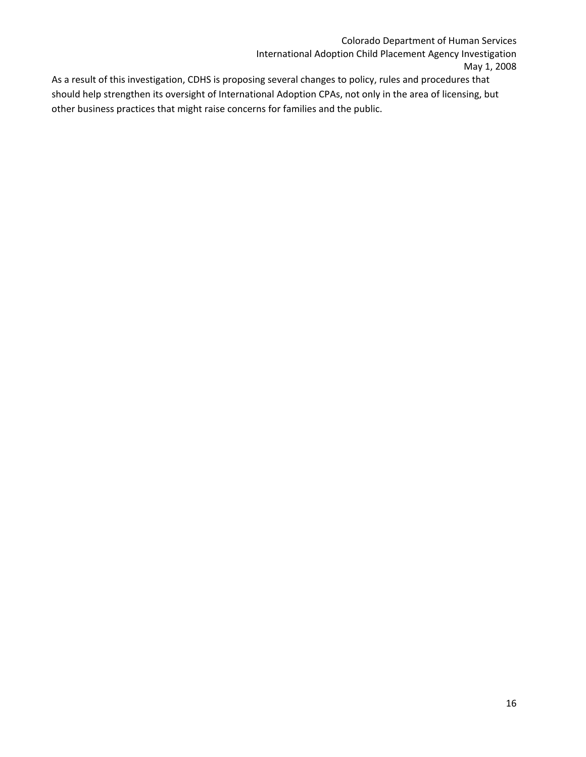As a result of this investigation, CDHS is proposing several changes to policy, rules and procedures that should help strengthen its oversight of International Adoption CPAs, not only in the area of licensing, but other business practices that might raise concerns for families and the public.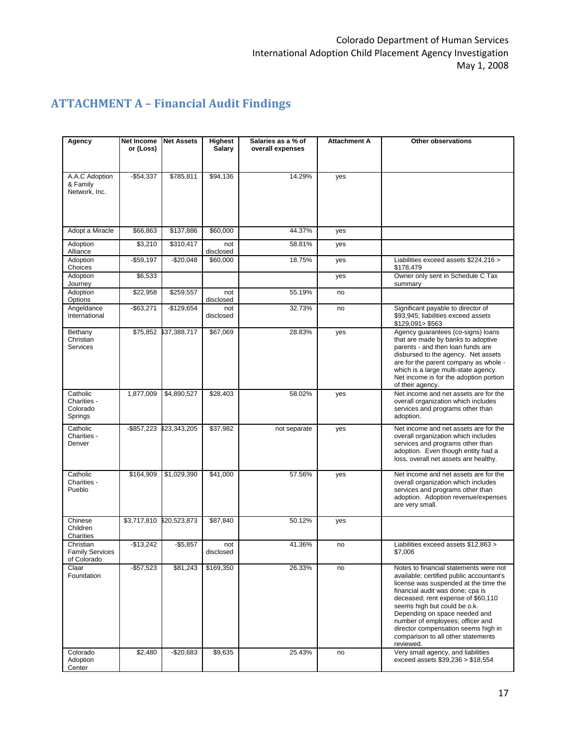## ATTACHMENT A – Financial Audit Findings

| Agency | Net Income or (Loss) | Net Assets | Highest Salary | Salaries as a % of overall expenses | Attachment A | Other observations |
|---|---|---|---|---|---|---|
| A.A.C Adoption & Family Network, Inc. | -$54,337 | $785,811 | $94,136 | 14.29% | yes | |
| Adopt a Miracle | $66,863 | $137,886 | $60,000 | 44.37% | yes | |
| Adoption Alliance | $3,210 | $310,417 | not disclosed | 58.81% | yes | |
| Adoption Choices | -$59,197 | -$20,048 | $60,000 | 18.75% | yes | Liabilities exceed assets $224,216 > $178,479 |
| Adoption Journey | $6,533 | | | | yes | Owner only sent in Schedule C Tax summary |
| Adoption Options | $22,958 | $259,557 | not disclosed | 55.19% | no | |
| Angeldance International | -$63,271 | -$129,654 | not disclosed | 32.73% | no | Significant payable to director of $93,945; liabilities exceed assets $129,091> $563 |
| Bethany Christian Services | $75,852 | $37,388,717 | $67,069 | 28.83% | yes | Agency guarantees (co-signs) loans that are made by banks to adoptive parents - and then loan funds are disbursed to the agency. Net assets are for the parent company as whole - which is a large multi-state agency. Net income is for the adoption portion of their agency. |
| Catholic Charities - Colorado Springs | 1,877,009 | $4,890,527 | $28,403 | 58.02% | yes | Net income and net assets are for the overall organization which includes services and programs other than adoption. |
| Catholic Charities - Denver | -$857,223 | $23,343,205 | $37,982 | not separate | yes | Net income and net assets are for the overall organization which includes services and programs other than adoption. Even though entity had a loss, overall net assets are healthy. |
| Catholic Charities - Pueblo | $164,909 | $1,029,390 | $41,000 | 57.56% | yes | Net income and net assets are for the overall organization which includes services and programs other than adoption. Adoption revenue/expenses are very small. |
| Chinese Children Charities | $3,717,810 | $20,523,873 | $87,840 | 50.12% | yes | |
| Christian Family Services of Colorado | -$13,242 | -$5,857 | not disclosed | 41.36% | no | Liabilities exceed assets $12,863 > $7,006 |
| Claar Foundation | -$57,523 | $81,243 | $169,350 | 26.33% | no | Notes to financial statements were not available; certified public accountant's license was suspended at the time the financial audit was done; cpa is deceased; rent expense of $60,110 seems high but could be o.k. Depending on space needed and number of employees; officer and director compensation seems high in comparison to all other statements reviewed. |
| Colorado Adoption Center | $2,480 | -$20,683 | $9,635 | 25.43% | no | Very small agency, and liabilities exceed assets $39,236 > $18,554 |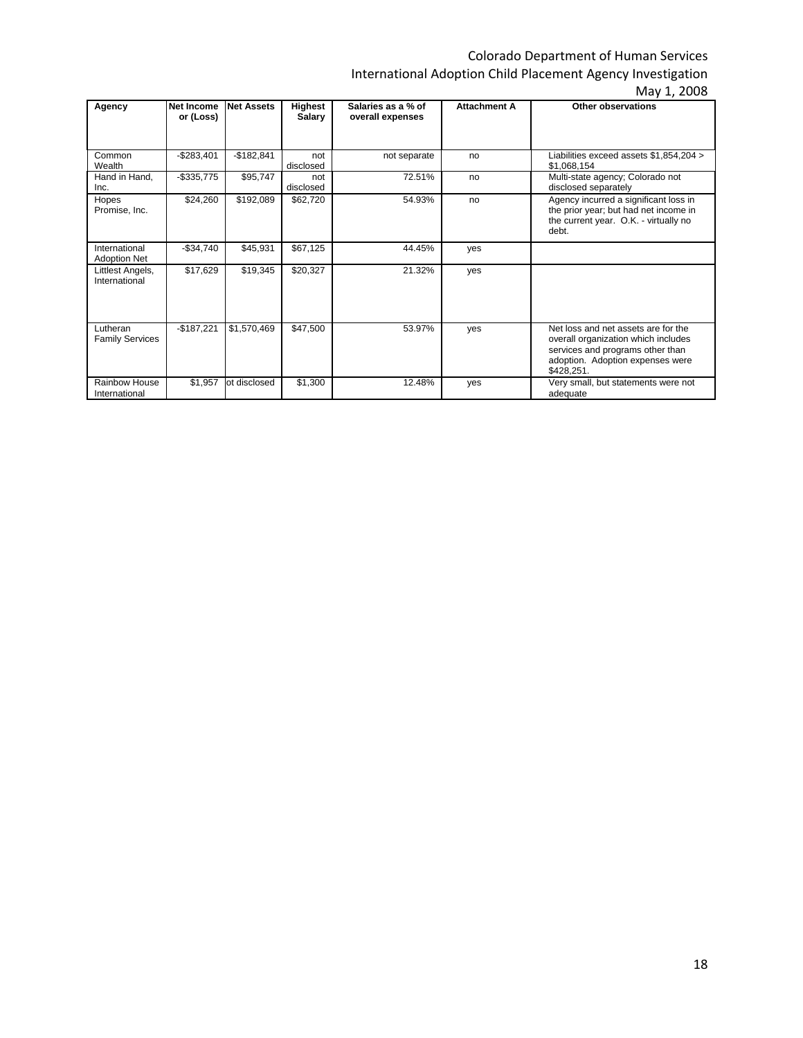Colorado Department of Human Services
International Adoption Child Placement Agency Investigation
May 1, 2008

| Agency | Net Income or (Loss) | Net Assets | Highest Salary | Salaries as a % of overall expenses | Attachment A | Other observations |
|---|---|---|---|---|---|---|
| Common Wealth | -$283,401 | -$182,841 | not disclosed | not separate | no | Liabilities exceed assets $1,854,204 > $1,068,154 |
| Hand in Hand, Inc. | -$335,775 | $95,747 | not disclosed | 72.51% | no | Multi-state agency; Colorado not disclosed separately |
| Hopes Promise, Inc. | $24,260 | $192,089 | $62,720 | 54.93% | no | Agency incurred a significant loss in the prior year; but had net income in the current year. O.K. - virtually no debt. |
| International Adoption Net | -$34,740 | $45,931 | $67,125 | 44.45% | yes | |
| Littlest Angels, International | $17,629 | $19,345 | $20,327 | 21.32% | yes | |
| Lutheran Family Services | -$187,221 | $1,570,469 | $47,500 | 53.97% | yes | Net loss and net assets are for the overall organization which includes services and programs other than adoption. Adoption expenses were $428,251. |
| Rainbow House International | $1,957 | ot disclosed | $1,300 | 12.48% | yes | Very small, but statements were not adequate |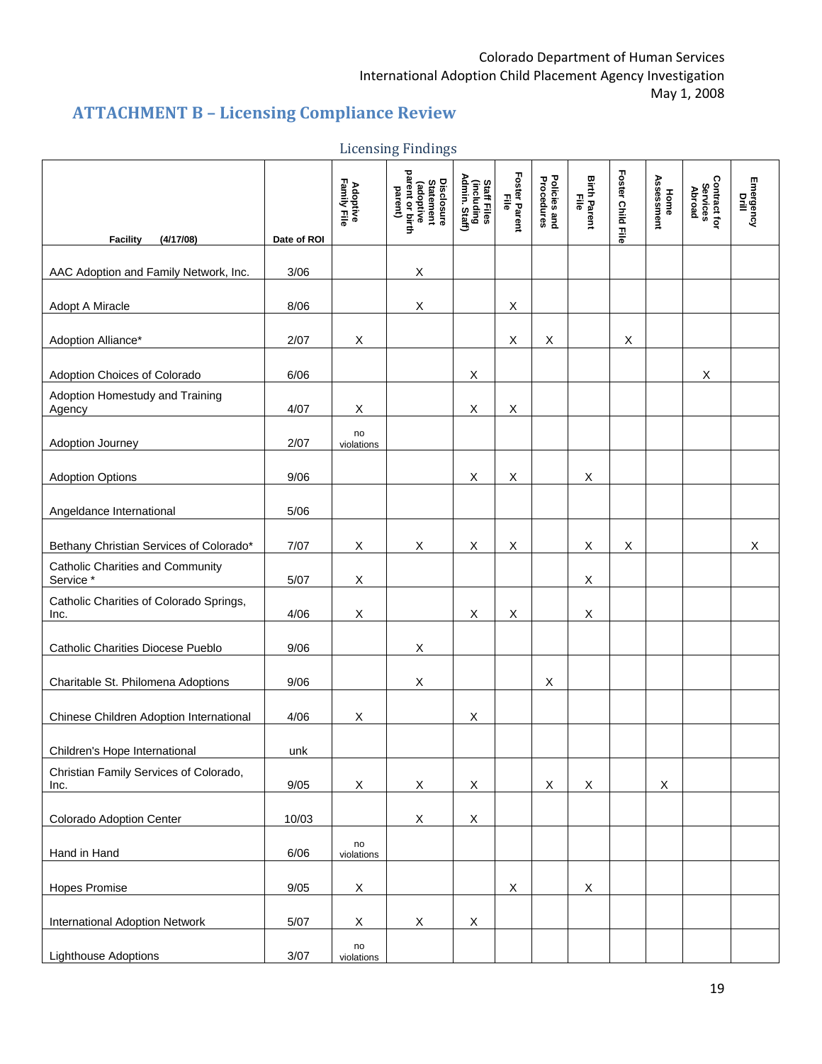Colorado Department of Human Services
International Adoption Child Placement Agency Investigation
May 1, 2008

## ATTACHMENT B – Licensing Compliance Review

### Licensing Findings

| Facility (4/17/08) | Date of ROI | Adoptive Family File | Disclosure Statement (adoptive parent or birth parent) | Staff Files (including Admin. Staff) | Foster Parent File | Policies and Procedures | Birth Parent File | Foster Child File | Home Assessment | Contract for Services Abroad | Emergency Drill |
|---|---|---|---|---|---|---|---|---|---|---|---|
| AAC Adoption and Family Network, Inc. | 3/06 | | X | | | | | | | | |
| Adopt A Miracle | 8/06 | | X | | X | | | | | | |
| Adoption Alliance* | 2/07 | X | | | X | X | | X | | | |
| Adoption Choices of Colorado | 6/06 | | | X | | | | | | X | |
| Adoption Homestudy and Training Agency | 4/07 | X | | X | X | | | | | | |
| Adoption Journey | 2/07 | no violations | | | | | | | | | |
| Adoption Options | 9/06 | | | X | X | | X | | | | |
| Angeldance International | 5/06 | | | | | | | | | | |
| Bethany Christian Services of Colorado* | 7/07 | X | X | X | X | | X | X | | | X |
| Catholic Charities and Community Service * | 5/07 | X | | | | | X | | | | |
| Catholic Charities of Colorado Springs, Inc. | 4/06 | X | | X | X | | X | | | | |
| Catholic Charities Diocese Pueblo | 9/06 | | X | | | | | | | | |
| Charitable St. Philomena Adoptions | 9/06 | | X | | | X | | | | | |
| Chinese Children Adoption International | 4/06 | X | | X | | | | | | | |
| Children's Hope International | unk | | | | | | | | | | |
| Christian Family Services of Colorado, Inc. | 9/05 | X | X | X | | X | X | | X | | |
| Colorado Adoption Center | 10/03 | | X | X | | | | | | | |
| Hand in Hand | 6/06 | no violations | | | | | | | | | |
| Hopes Promise | 9/05 | X | | | X | | X | | | | |
| International Adoption Network | 5/07 | X | X | X | | | | | | | |
| Lighthouse Adoptions | 3/07 | no violations | | | | | | | | | |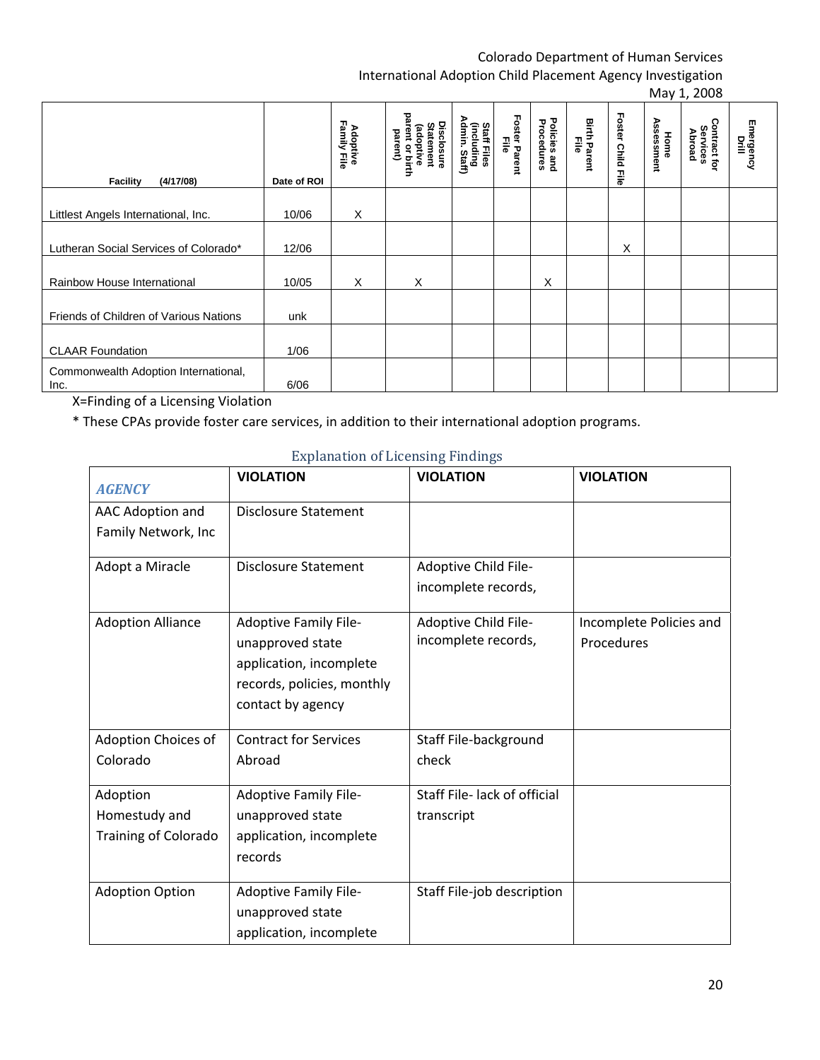| Facility (4/17/08) | Date of ROI | Adoptive Family File | Disclosure Statement (adoptive parent or birth parent) | Staff Files (including Admin. Staff) | Foster Parent File | Policies and Procedures | Birth Parent File | Foster Child File | Home Assessment | Contract for Services Abroad | Emergency Drill |
|---|---|---|---|---|---|---|---|---|---|---|---|
| Littlest Angels International, Inc. | 10/06 | X | | | | | | | | | |
| Lutheran Social Services of Colorado* | 12/06 | | | | | | | X | | | |
| Rainbow House International | 10/05 | X | X | | | X | | | | | |
| Friends of Children of Various Nations | unk | | | | | | | | | | |
| CLAAR Foundation | 1/06 | | | | | | | | | | |
| Commonwealth Adoption International, Inc. | 6/06 | | | | | | | | | | |

X=Finding of a Licensing Violation

\* These CPAs provide foster care services, in addition to their international adoption programs.

## Explanation of Licensing Findings

| *AGENCY* | VIOLATION | VIOLATION | VIOLATION |
|---|---|---|---|
| AAC Adoption and Family Network, Inc | Disclosure Statement | | |
| Adopt a Miracle | Disclosure Statement | Adoptive Child File- incomplete records, | |
| Adoption Alliance | Adoptive Family File- unapproved state application, incomplete records, policies, monthly contact by agency | Adoptive Child File- incomplete records, | Incomplete Policies and Procedures |
| Adoption Choices of Colorado | Contract for Services Abroad | Staff File-background check | |
| Adoption Homestudy and Training of Colorado | Adoptive Family File- unapproved state application, incomplete records | Staff File- lack of official transcript | |
| Adoption Option | Adoptive Family File- unapproved state application, incomplete | Staff File-job description | |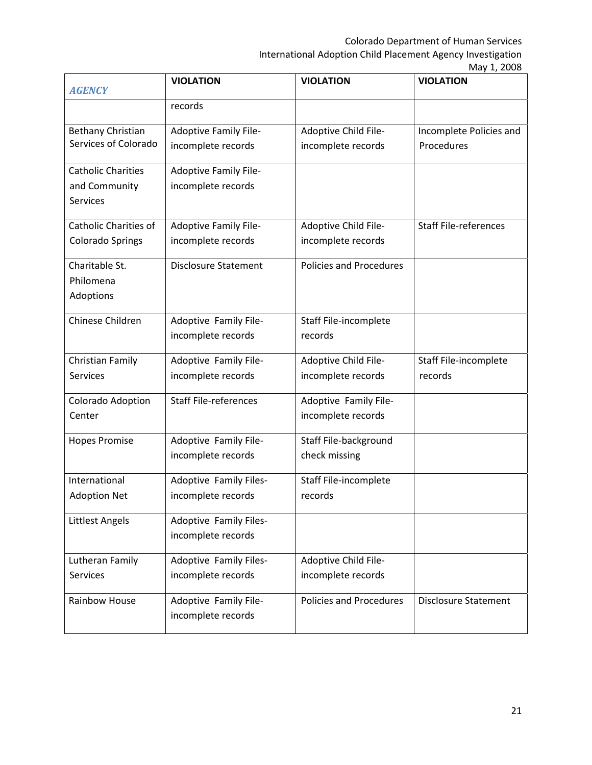| *AGENCY* | VIOLATION | VIOLATION | VIOLATION |
|---|---|---|---|
| | records | | |
| Bethany Christian Services of Colorado | Adoptive Family File-incomplete records | Adoptive Child File-incomplete records | Incomplete Policies and Procedures |
| Catholic Charities and Community Services | Adoptive Family File-incomplete records | | |
| Catholic Charities of Colorado Springs | Adoptive Family File-incomplete records | Adoptive Child File-incomplete records | Staff File-references |
| Charitable St. Philomena Adoptions | Disclosure Statement | Policies and Procedures | |
| Chinese Children | Adoptive Family File-incomplete records | Staff File-incomplete records | |
| Christian Family Services | Adoptive Family File-incomplete records | Adoptive Child File-incomplete records | Staff File-incomplete records |
| Colorado Adoption Center | Staff File-references | Adoptive Family File-incomplete records | |
| Hopes Promise | Adoptive Family File-incomplete records | Staff File-background check missing | |
| International Adoption Net | Adoptive Family Files-incomplete records | Staff File-incomplete records | |
| Littlest Angels | Adoptive Family Files-incomplete records | | |
| Lutheran Family Services | Adoptive Family Files-incomplete records | Adoptive Child File-incomplete records | |
| Rainbow House | Adoptive Family File-incomplete records | Policies and Procedures | Disclosure Statement |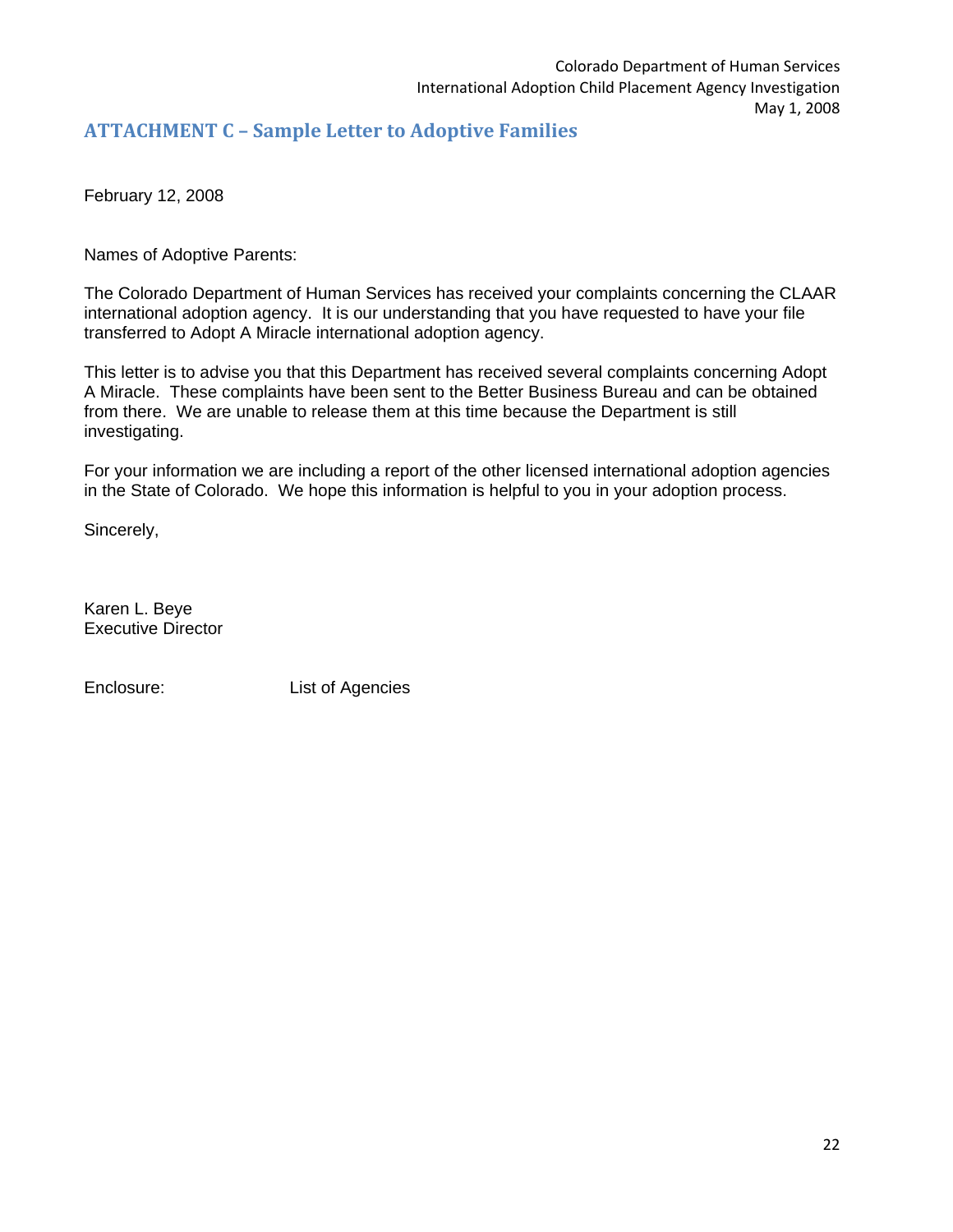## ATTACHMENT C – Sample Letter to Adoptive Families

February 12, 2008

Names of Adoptive Parents:

The Colorado Department of Human Services has received your complaints concerning the CLAAR international adoption agency. It is our understanding that you have requested to have your file transferred to Adopt A Miracle international adoption agency.

This letter is to advise you that this Department has received several complaints concerning Adopt A Miracle. These complaints have been sent to the Better Business Bureau and can be obtained from there. We are unable to release them at this time because the Department is still investigating.

For your information we are including a report of the other licensed international adoption agencies in the State of Colorado. We hope this information is helpful to you in your adoption process.

Sincerely,

Karen L. Beye
Executive Director

Enclosure: List of Agencies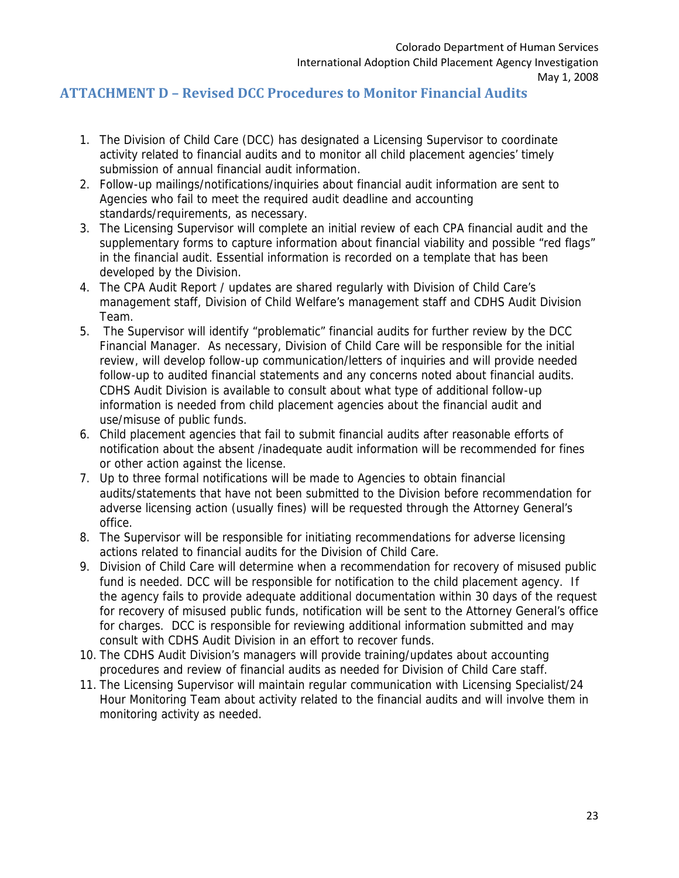## ATTACHMENT D – Revised DCC Procedures to Monitor Financial Audits

1. The Division of Child Care (DCC) has designated a Licensing Supervisor to coordinate activity related to financial audits and to monitor all child placement agencies' timely submission of annual financial audit information.
2. Follow-up mailings/notifications/inquiries about financial audit information are sent to Agencies who fail to meet the required audit deadline and accounting standards/requirements, as necessary.
3. The Licensing Supervisor will complete an initial review of each CPA financial audit and the supplementary forms to capture information about financial viability and possible "red flags" in the financial audit. Essential information is recorded on a template that has been developed by the Division.
4. The CPA Audit Report / updates are shared regularly with Division of Child Care's management staff, Division of Child Welfare's management staff and CDHS Audit Division Team.
5. The Supervisor will identify "problematic" financial audits for further review by the DCC Financial Manager. As necessary, Division of Child Care will be responsible for the initial review, will develop follow-up communication/letters of inquiries and will provide needed follow-up to audited financial statements and any concerns noted about financial audits. CDHS Audit Division is available to consult about what type of additional follow-up information is needed from child placement agencies about the financial audit and use/misuse of public funds.
6. Child placement agencies that fail to submit financial audits after reasonable efforts of notification about the absent /inadequate audit information will be recommended for fines or other action against the license.
7. Up to three formal notifications will be made to Agencies to obtain financial audits/statements that have not been submitted to the Division before recommendation for adverse licensing action (usually fines) will be requested through the Attorney General's office.
8. The Supervisor will be responsible for initiating recommendations for adverse licensing actions related to financial audits for the Division of Child Care.
9. Division of Child Care will determine when a recommendation for recovery of misused public fund is needed. DCC will be responsible for notification to the child placement agency. If the agency fails to provide adequate additional documentation within 30 days of the request for recovery of misused public funds, notification will be sent to the Attorney General's office for charges. DCC is responsible for reviewing additional information submitted and may consult with CDHS Audit Division in an effort to recover funds.
10. The CDHS Audit Division's managers will provide training/updates about accounting procedures and review of financial audits as needed for Division of Child Care staff.
11. The Licensing Supervisor will maintain regular communication with Licensing Specialist/24 Hour Monitoring Team about activity related to the financial audits and will involve them in monitoring activity as needed.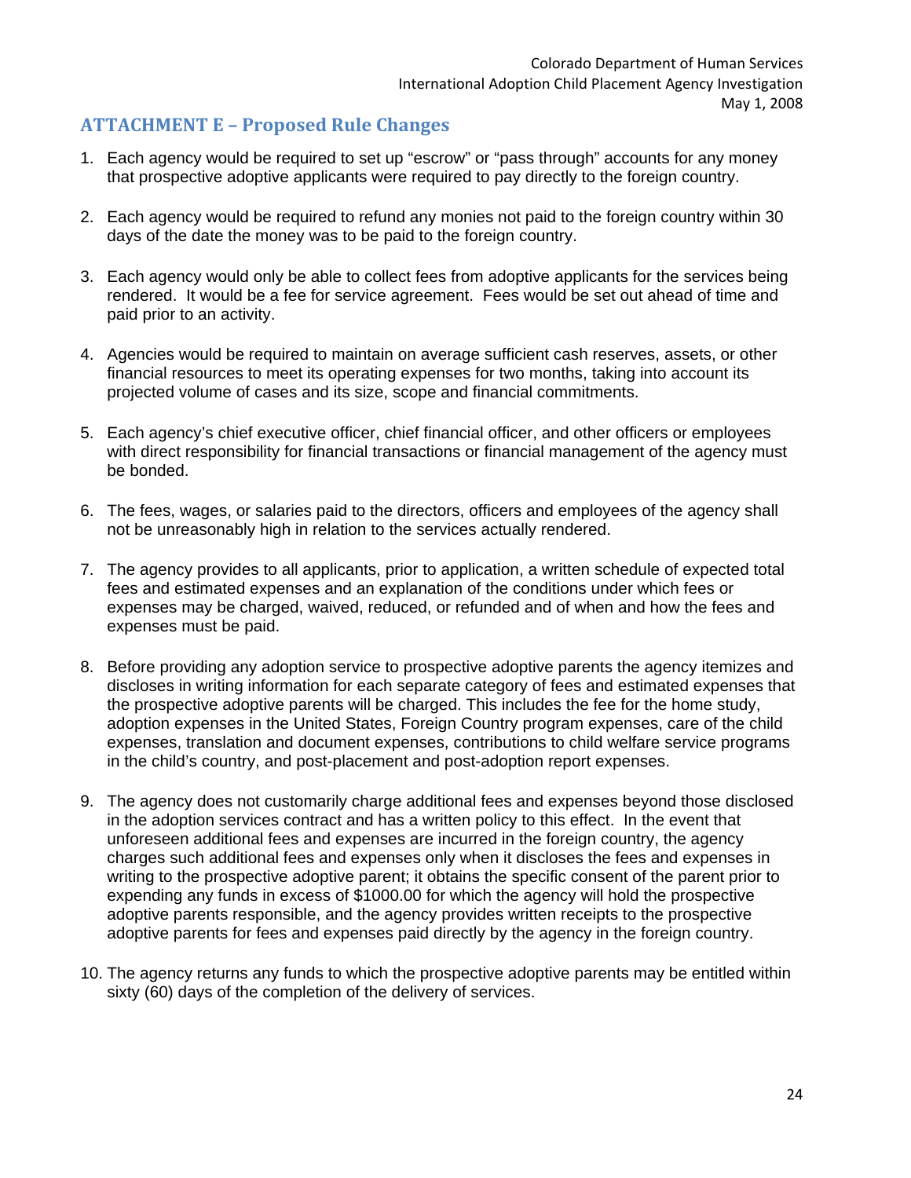## ATTACHMENT E – Proposed Rule Changes

1. Each agency would be required to set up “escrow” or “pass through” accounts for any money that prospective adoptive applicants were required to pay directly to the foreign country.

2. Each agency would be required to refund any monies not paid to the foreign country within 30 days of the date the money was to be paid to the foreign country.

3. Each agency would only be able to collect fees from adoptive applicants for the services being rendered. It would be a fee for service agreement. Fees would be set out ahead of time and paid prior to an activity.

4. Agencies would be required to maintain on average sufficient cash reserves, assets, or other financial resources to meet its operating expenses for two months, taking into account its projected volume of cases and its size, scope and financial commitments.

5. Each agency’s chief executive officer, chief financial officer, and other officers or employees with direct responsibility for financial transactions or financial management of the agency must be bonded.

6. The fees, wages, or salaries paid to the directors, officers and employees of the agency shall not be unreasonably high in relation to the services actually rendered.

7. The agency provides to all applicants, prior to application, a written schedule of expected total fees and estimated expenses and an explanation of the conditions under which fees or expenses may be charged, waived, reduced, or refunded and of when and how the fees and expenses must be paid.

8. Before providing any adoption service to prospective adoptive parents the agency itemizes and discloses in writing information for each separate category of fees and estimated expenses that the prospective adoptive parents will be charged. This includes the fee for the home study, adoption expenses in the United States, Foreign Country program expenses, care of the child expenses, translation and document expenses, contributions to child welfare service programs in the child’s country, and post-placement and post-adoption report expenses.

9. The agency does not customarily charge additional fees and expenses beyond those disclosed in the adoption services contract and has a written policy to this effect. In the event that unforeseen additional fees and expenses are incurred in the foreign country, the agency charges such additional fees and expenses only when it discloses the fees and expenses in writing to the prospective adoptive parent; it obtains the specific consent of the parent prior to expending any funds in excess of $1000.00 for which the agency will hold the prospective adoptive parents responsible, and the agency provides written receipts to the prospective adoptive parents for fees and expenses paid directly by the agency in the foreign country.

10. The agency returns any funds to which the prospective adoptive parents may be entitled within sixty (60) days of the completion of the delivery of services.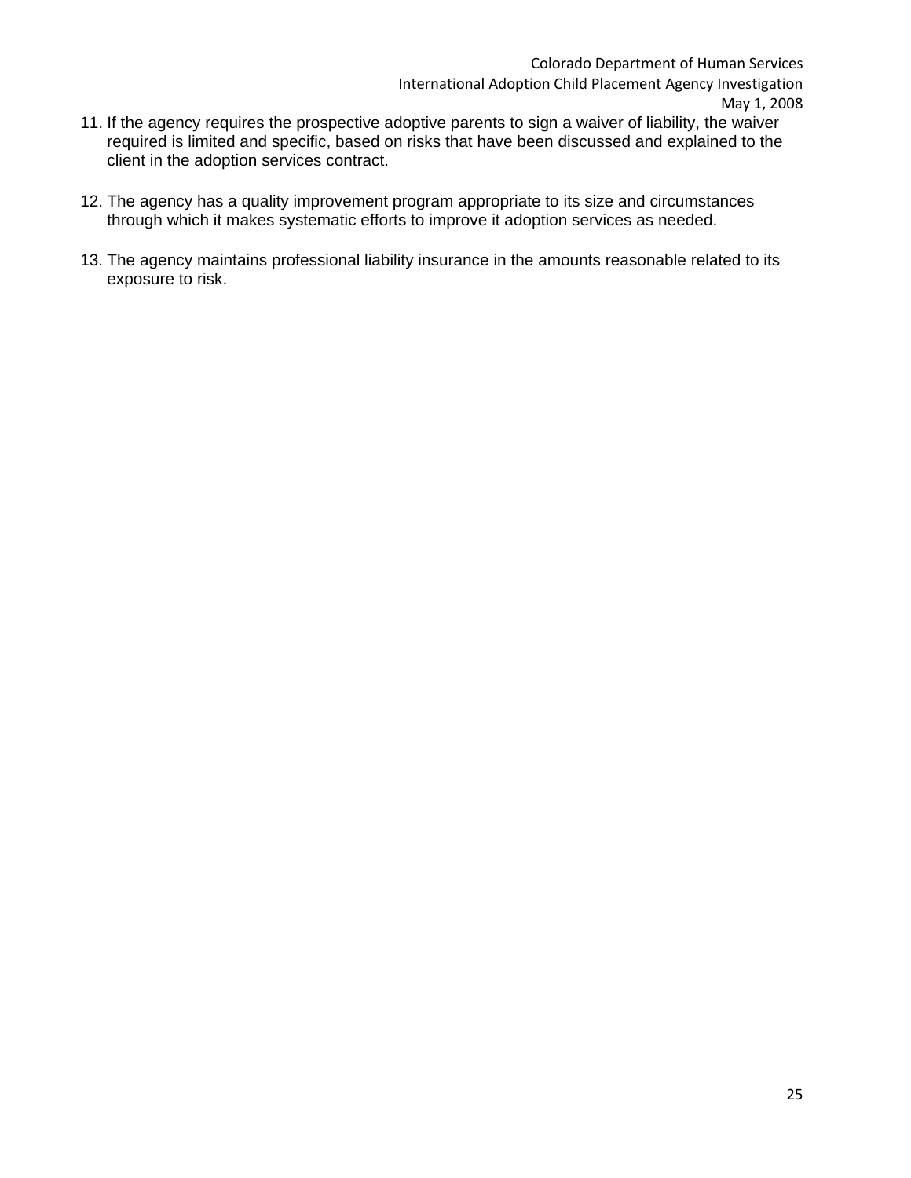11. If the agency requires the prospective adoptive parents to sign a waiver of liability, the waiver required is limited and specific, based on risks that have been discussed and explained to the client in the adoption services contract.

12. The agency has a quality improvement program appropriate to its size and circumstances through which it makes systematic efforts to improve it adoption services as needed.

13. The agency maintains professional liability insurance in the amounts reasonable related to its exposure to risk.